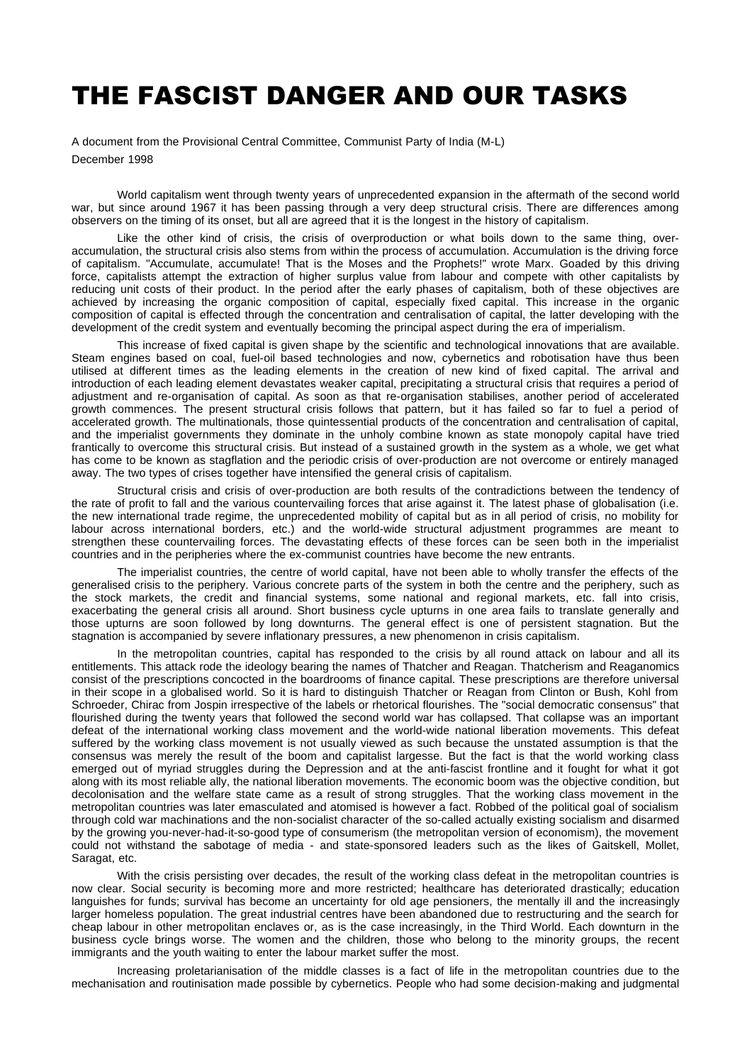# THE FASCIST DANGER AND OUR TASKS

A document from the Provisional Central Committee, Communist Party of India (M-L)

December 1998

World capitalism went through twenty years of unprecedented expansion in the aftermath of the second world war, but since around 1967 it has been passing through a very deep structural crisis. There are differences among observers on the timing of its onset, but all are agreed that it is the longest in the history of capitalism.

Like the other kind of crisis, the crisis of overproduction or what boils down to the same thing, over-accumulation, the structural crisis also stems from within the process of accumulation. Accumulation is the driving force of capitalism. "Accumulate, accumulate! That is the Moses and the Prophets!" wrote Marx. Goaded by this driving force, capitalists attempt the extraction of higher surplus value from labour and compete with other capitalists by reducing unit costs of their product. In the period after the early phases of capitalism, both of these objectives are achieved by increasing the organic composition of capital, especially fixed capital. This increase in the organic composition of capital is effected through the concentration and centralisation of capital, the latter developing with the development of the credit system and eventually becoming the principal aspect during the era of imperialism.

This increase of fixed capital is given shape by the scientific and technological innovations that are available. Steam engines based on coal, fuel-oil based technologies and now, cybernetics and robotisation have thus been utilised at different times as the leading elements in the creation of new kind of fixed capital. The arrival and introduction of each leading element devastates weaker capital, precipitating a structural crisis that requires a period of adjustment and re-organisation of capital. As soon as that re-organisation stabilises, another period of accelerated growth commences. The present structural crisis follows that pattern, but it has failed so far to fuel a period of accelerated growth. The multinationals, those quintessential products of the concentration and centralisation of capital, and the imperialist governments they dominate in the unholy combine known as state monopoly capital have tried frantically to overcome this structural crisis. But instead of a sustained growth in the system as a whole, we get what has come to be known as stagflation and the periodic crisis of over-production are not overcome or entirely managed away. The two types of crises together have intensified the general crisis of capitalism.

Structural crisis and crisis of over-production are both results of the contradictions between the tendency of the rate of profit to fall and the various countervailing forces that arise against it. The latest phase of globalisation (i.e. the new international trade regime, the unprecedented mobility of capital but as in all period of crisis, no mobility for labour across international borders, etc.) and the world-wide structural adjustment programmes are meant to strengthen these countervailing forces. The devastating effects of these forces can be seen both in the imperialist countries and in the peripheries where the ex-communist countries have become the new entrants.

The imperialist countries, the centre of world capital, have not been able to wholly transfer the effects of the generalised crisis to the periphery. Various concrete parts of the system in both the centre and the periphery, such as the stock markets, the credit and financial systems, some national and regional markets, etc. fall into crisis, exacerbating the general crisis all around. Short business cycle upturns in one area fails to translate generally and those upturns are soon followed by long downturns. The general effect is one of persistent stagnation. But the stagnation is accompanied by severe inflationary pressures, a new phenomenon in crisis capitalism.

In the metropolitan countries, capital has responded to the crisis by all round attack on labour and all its entitlements. This attack rode the ideology bearing the names of Thatcher and Reagan. Thatcherism and Reaganomics consist of the prescriptions concocted in the boardrooms of finance capital. These prescriptions are therefore universal in their scope in a globalised world. So it is hard to distinguish Thatcher or Reagan from Clinton or Bush, Kohl from Schroeder, Chirac from Jospin irrespective of the labels or rhetorical flourishes. The "social democratic consensus" that flourished during the twenty years that followed the second world war has collapsed. That collapse was an important defeat of the international working class movement and the world-wide national liberation movements. This defeat suffered by the working class movement is not usually viewed as such because the unstated assumption is that the consensus was merely the result of the boom and capitalist largesse. But the fact is that the world working class emerged out of myriad struggles during the Depression and at the anti-fascist frontline and it fought for what it got along with its most reliable ally, the national liberation movements. The economic boom was the objective condition, but decolonisation and the welfare state came as a result of strong struggles. That the working class movement in the metropolitan countries was later emasculated and atomised is however a fact. Robbed of the political goal of socialism through cold war machinations and the non-socialist character of the so-called actually existing socialism and disarmed by the growing you-never-had-it-so-good type of consumerism (the metropolitan version of economism), the movement could not withstand the sabotage of media - and state-sponsored leaders such as the likes of Gaitskell, Mollet, Saragat, etc.

With the crisis persisting over decades, the result of the working class defeat in the metropolitan countries is now clear. Social security is becoming more and more restricted; healthcare has deteriorated drastically; education languishes for funds; survival has become an uncertainty for old age pensioners, the mentally ill and the increasingly larger homeless population. The great industrial centres have been abandoned due to restructuring and the search for cheap labour in other metropolitan enclaves or, as is the case increasingly, in the Third World. Each downturn in the business cycle brings worse. The women and the children, those who belong to the minority groups, the recent immigrants and the youth waiting to enter the labour market suffer the most.

Increasing proletarianisation of the middle classes is a fact of life in the metropolitan countries due to the mechanisation and routinisation made possible by cybernetics. People who had some decision-making and judgmental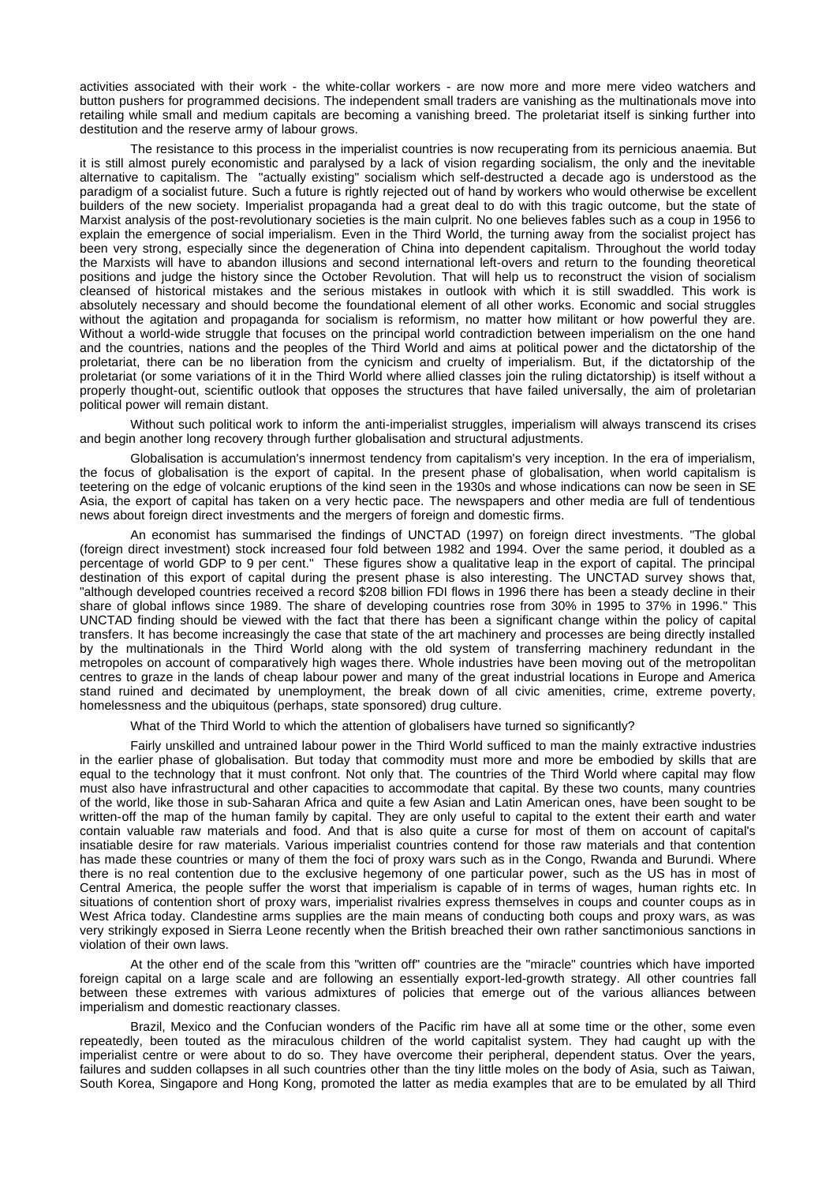activities associated with their work - the white-collar workers - are now more and more mere video watchers and button pushers for programmed decisions. The independent small traders are vanishing as the multinationals move into retailing while small and medium capitals are becoming a vanishing breed. The proletariat itself is sinking further into destitution and the reserve army of labour grows.

The resistance to this process in the imperialist countries is now recuperating from its pernicious anaemia. But it is still almost purely economistic and paralysed by a lack of vision regarding socialism, the only and the inevitable alternative to capitalism. The "actually existing" socialism which self-destructed a decade ago is understood as the paradigm of a socialist future. Such a future is rightly rejected out of hand by workers who would otherwise be excellent builders of the new society. Imperialist propaganda had a great deal to do with this tragic outcome, but the state of Marxist analysis of the post-revolutionary societies is the main culprit. No one believes fables such as a coup in 1956 to explain the emergence of social imperialism. Even in the Third World, the turning away from the socialist project has been very strong, especially since the degeneration of China into dependent capitalism. Throughout the world today the Marxists will have to abandon illusions and second international left-overs and return to the founding theoretical positions and judge the history since the October Revolution. That will help us to reconstruct the vision of socialism cleansed of historical mistakes and the serious mistakes in outlook with which it is still swaddled. This work is absolutely necessary and should become the foundational element of all other works. Economic and social struggles without the agitation and propaganda for socialism is reformism, no matter how militant or how powerful they are. Without a world-wide struggle that focuses on the principal world contradiction between imperialism on the one hand and the countries, nations and the peoples of the Third World and aims at political power and the dictatorship of the proletariat, there can be no liberation from the cynicism and cruelty of imperialism. But, if the dictatorship of the proletariat (or some variations of it in the Third World where allied classes join the ruling dictatorship) is itself without a properly thought-out, scientific outlook that opposes the structures that have failed universally, the aim of proletarian political power will remain distant.

Without such political work to inform the anti-imperialist struggles, imperialism will always transcend its crises and begin another long recovery through further globalisation and structural adjustments.

Globalisation is accumulation's innermost tendency from capitalism's very inception. In the era of imperialism, the focus of globalisation is the export of capital. In the present phase of globalisation, when world capitalism is teetering on the edge of volcanic eruptions of the kind seen in the 1930s and whose indications can now be seen in SE Asia, the export of capital has taken on a very hectic pace. The newspapers and other media are full of tendentious news about foreign direct investments and the mergers of foreign and domestic firms.

An economist has summarised the findings of UNCTAD (1997) on foreign direct investments. "The global (foreign direct investment) stock increased four fold between 1982 and 1994. Over the same period, it doubled as a percentage of world GDP to 9 per cent." These figures show a qualitative leap in the export of capital. The principal destination of this export of capital during the present phase is also interesting. The UNCTAD survey shows that, "although developed countries received a record $208 billion FDI flows in 1996 there has been a steady decline in their share of global inflows since 1989. The share of developing countries rose from 30% in 1995 to 37% in 1996." This UNCTAD finding should be viewed with the fact that there has been a significant change within the policy of capital transfers. It has become increasingly the case that state of the art machinery and processes are being directly installed by the multinationals in the Third World along with the old system of transferring machinery redundant in the metropoles on account of comparatively high wages there. Whole industries have been moving out of the metropolitan centres to graze in the lands of cheap labour power and many of the great industrial locations in Europe and America stand ruined and decimated by unemployment, the break down of all civic amenities, crime, extreme poverty, homelessness and the ubiquitous (perhaps, state sponsored) drug culture.

What of the Third World to which the attention of globalisers have turned so significantly?

Fairly unskilled and untrained labour power in the Third World sufficed to man the mainly extractive industries in the earlier phase of globalisation. But today that commodity must more and more be embodied by skills that are equal to the technology that it must confront. Not only that. The countries of the Third World where capital may flow must also have infrastructural and other capacities to accommodate that capital. By these two counts, many countries of the world, like those in sub-Saharan Africa and quite a few Asian and Latin American ones, have been sought to be written-off the map of the human family by capital. They are only useful to capital to the extent their earth and water contain valuable raw materials and food. And that is also quite a curse for most of them on account of capital's insatiable desire for raw materials. Various imperialist countries contend for those raw materials and that contention has made these countries or many of them the foci of proxy wars such as in the Congo, Rwanda and Burundi. Where there is no real contention due to the exclusive hegemony of one particular power, such as the US has in most of Central America, the people suffer the worst that imperialism is capable of in terms of wages, human rights etc. In situations of contention short of proxy wars, imperialist rivalries express themselves in coups and counter coups as in West Africa today. Clandestine arms supplies are the main means of conducting both coups and proxy wars, as was very strikingly exposed in Sierra Leone recently when the British breached their own rather sanctimonious sanctions in violation of their own laws.

At the other end of the scale from this "written off" countries are the "miracle" countries which have imported foreign capital on a large scale and are following an essentially export-led-growth strategy. All other countries fall between these extremes with various admixtures of policies that emerge out of the various alliances between imperialism and domestic reactionary classes.

Brazil, Mexico and the Confucian wonders of the Pacific rim have all at some time or the other, some even repeatedly, been touted as the miraculous children of the world capitalist system. They had caught up with the imperialist centre or were about to do so. They have overcome their peripheral, dependent status. Over the years, failures and sudden collapses in all such countries other than the tiny little moles on the body of Asia, such as Taiwan, South Korea, Singapore and Hong Kong, promoted the latter as media examples that are to be emulated by all Third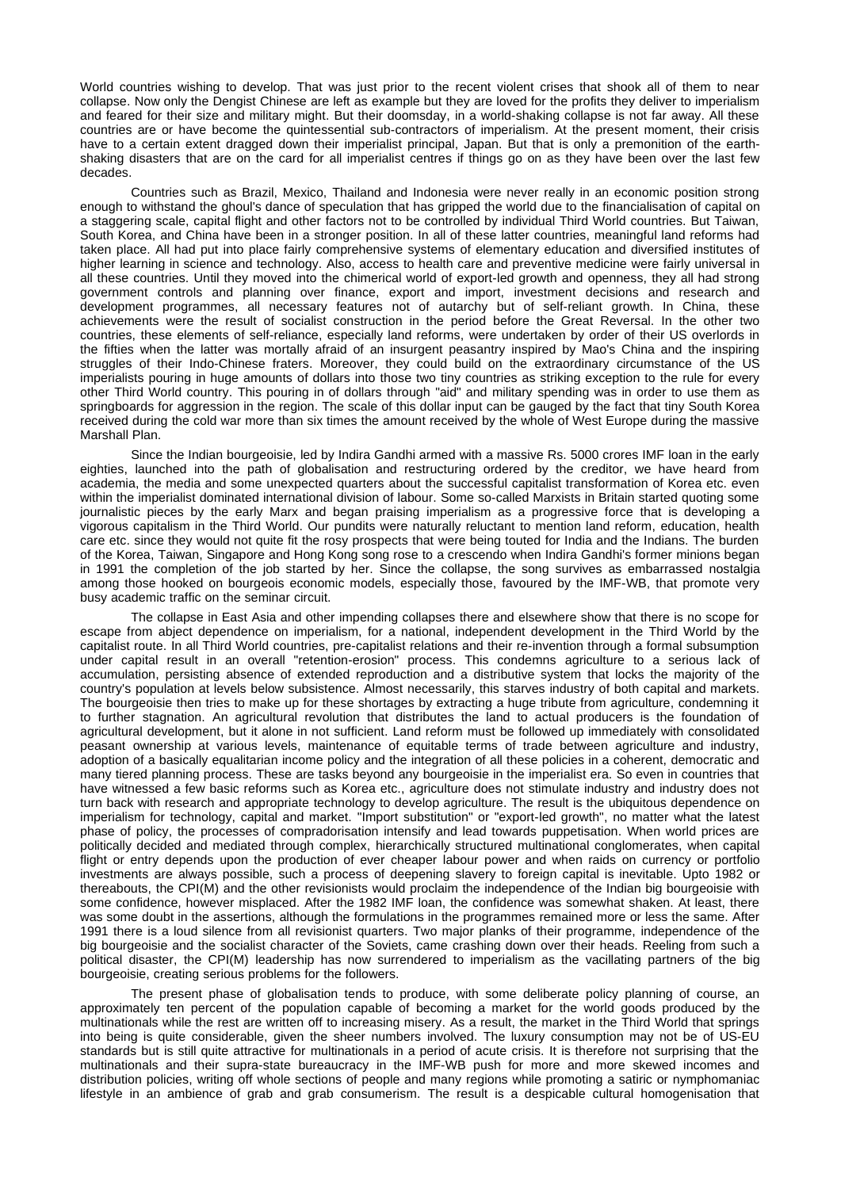World countries wishing to develop. That was just prior to the recent violent crises that shook all of them to near collapse. Now only the Dengist Chinese are left as example but they are loved for the profits they deliver to imperialism and feared for their size and military might. But their doomsday, in a world-shaking collapse is not far away. All these countries are or have become the quintessential sub-contractors of imperialism. At the present moment, their crisis have to a certain extent dragged down their imperialist principal, Japan. But that is only a premonition of the earth-shaking disasters that are on the card for all imperialist centres if things go on as they have been over the last few decades.

Countries such as Brazil, Mexico, Thailand and Indonesia were never really in an economic position strong enough to withstand the ghoul's dance of speculation that has gripped the world due to the financialisation of capital on a staggering scale, capital flight and other factors not to be controlled by individual Third World countries. But Taiwan, South Korea, and China have been in a stronger position. In all of these latter countries, meaningful land reforms had taken place. All had put into place fairly comprehensive systems of elementary education and diversified institutes of higher learning in science and technology. Also, access to health care and preventive medicine were fairly universal in all these countries. Until they moved into the chimerical world of export-led growth and openness, they all had strong government controls and planning over finance, export and import, investment decisions and research and development programmes, all necessary features not of autarchy but of self-reliant growth. In China, these achievements were the result of socialist construction in the period before the Great Reversal. In the other two countries, these elements of self-reliance, especially land reforms, were undertaken by order of their US overlords in the fifties when the latter was mortally afraid of an insurgent peasantry inspired by Mao's China and the inspiring struggles of their Indo-Chinese fraters. Moreover, they could build on the extraordinary circumstance of the US imperialists pouring in huge amounts of dollars into those two tiny countries as striking exception to the rule for every other Third World country. This pouring in of dollars through "aid" and military spending was in order to use them as springboards for aggression in the region. The scale of this dollar input can be gauged by the fact that tiny South Korea received during the cold war more than six times the amount received by the whole of West Europe during the massive Marshall Plan.

Since the Indian bourgeoisie, led by Indira Gandhi armed with a massive Rs. 5000 crores IMF loan in the early eighties, launched into the path of globalisation and restructuring ordered by the creditor, we have heard from academia, the media and some unexpected quarters about the successful capitalist transformation of Korea etc. even within the imperialist dominated international division of labour. Some so-called Marxists in Britain started quoting some journalistic pieces by the early Marx and began praising imperialism as a progressive force that is developing a vigorous capitalism in the Third World. Our pundits were naturally reluctant to mention land reform, education, health care etc. since they would not quite fit the rosy prospects that were being touted for India and the Indians. The burden of the Korea, Taiwan, Singapore and Hong Kong song rose to a crescendo when Indira Gandhi's former minions began in 1991 the completion of the job started by her. Since the collapse, the song survives as embarrassed nostalgia among those hooked on bourgeois economic models, especially those, favoured by the IMF-WB, that promote very busy academic traffic on the seminar circuit.

The collapse in East Asia and other impending collapses there and elsewhere show that there is no scope for escape from abject dependence on imperialism, for a national, independent development in the Third World by the capitalist route. In all Third World countries, pre-capitalist relations and their re-invention through a formal subsumption under capital result in an overall "retention-erosion" process. This condemns agriculture to a serious lack of accumulation, persisting absence of extended reproduction and a distributive system that locks the majority of the country's population at levels below subsistence. Almost necessarily, this starves industry of both capital and markets. The bourgeoisie then tries to make up for these shortages by extracting a huge tribute from agriculture, condemning it to further stagnation. An agricultural revolution that distributes the land to actual producers is the foundation of agricultural development, but it alone in not sufficient. Land reform must be followed up immediately with consolidated peasant ownership at various levels, maintenance of equitable terms of trade between agriculture and industry, adoption of a basically equalitarian income policy and the integration of all these policies in a coherent, democratic and many tiered planning process. These are tasks beyond any bourgeoisie in the imperialist era. So even in countries that have witnessed a few basic reforms such as Korea etc., agriculture does not stimulate industry and industry does not turn back with research and appropriate technology to develop agriculture. The result is the ubiquitous dependence on imperialism for technology, capital and market. "Import substitution" or "export-led growth", no matter what the latest phase of policy, the processes of compradorisation intensify and lead towards puppetisation. When world prices are politically decided and mediated through complex, hierarchically structured multinational conglomerates, when capital flight or entry depends upon the production of ever cheaper labour power and when raids on currency or portfolio investments are always possible, such a process of deepening slavery to foreign capital is inevitable. Upto 1982 or thereabouts, the CPI(M) and the other revisionists would proclaim the independence of the Indian big bourgeoisie with some confidence, however misplaced. After the 1982 IMF loan, the confidence was somewhat shaken. At least, there was some doubt in the assertions, although the formulations in the programmes remained more or less the same. After 1991 there is a loud silence from all revisionist quarters. Two major planks of their programme, independence of the big bourgeoisie and the socialist character of the Soviets, came crashing down over their heads. Reeling from such a political disaster, the CPI(M) leadership has now surrendered to imperialism as the vacillating partners of the big bourgeoisie, creating serious problems for the followers.

The present phase of globalisation tends to produce, with some deliberate policy planning of course, an approximately ten percent of the population capable of becoming a market for the world goods produced by the multinationals while the rest are written off to increasing misery. As a result, the market in the Third World that springs into being is quite considerable, given the sheer numbers involved. The luxury consumption may not be of US-EU standards but is still quite attractive for multinationals in a period of acute crisis. It is therefore not surprising that the multinationals and their supra-state bureaucracy in the IMF-WB push for more and more skewed incomes and distribution policies, writing off whole sections of people and many regions while promoting a satiric or nymphomaniac lifestyle in an ambience of grab and grab consumerism. The result is a despicable cultural homogenisation that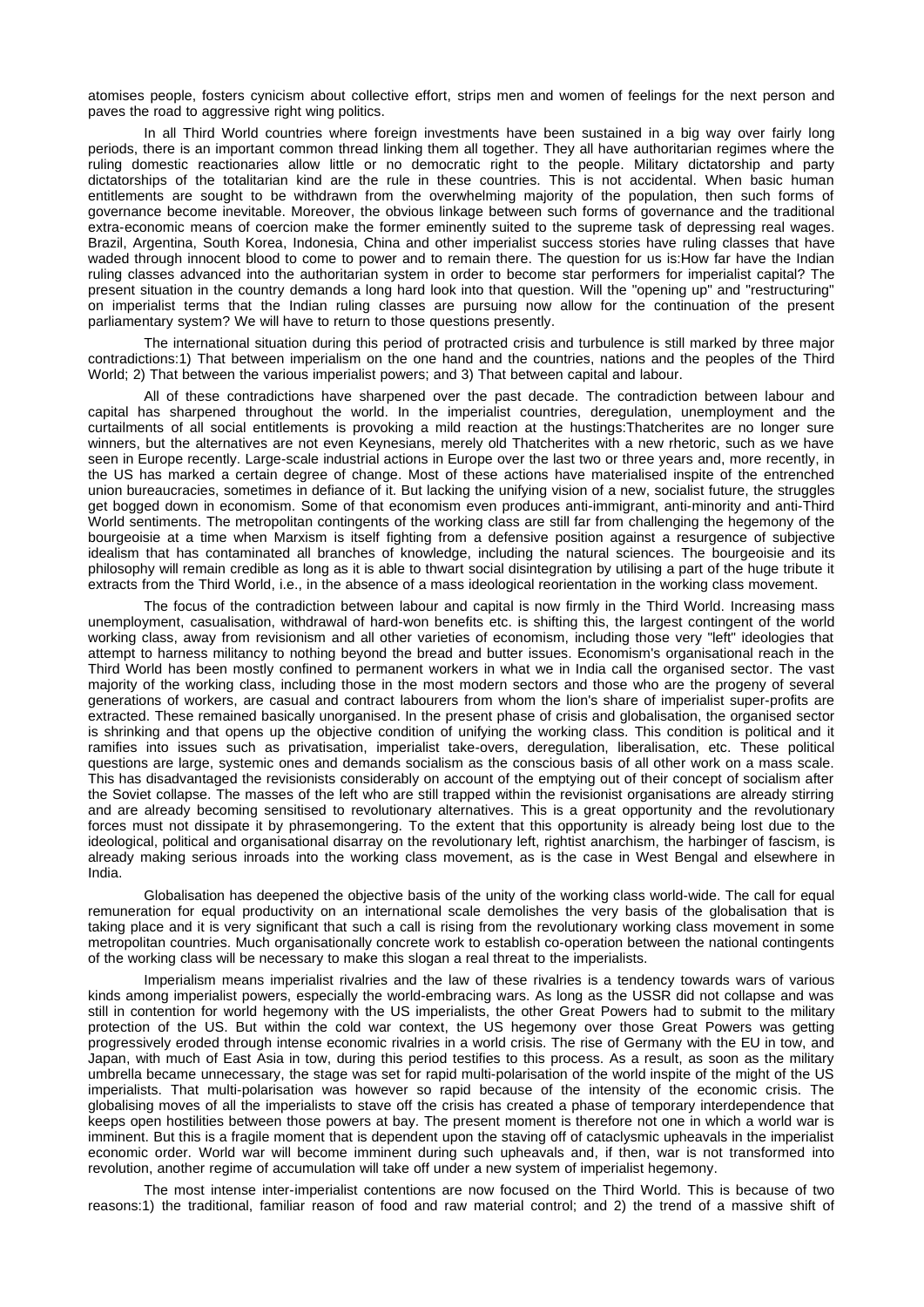atomises people, fosters cynicism about collective effort, strips men and women of feelings for the next person and paves the road to aggressive right wing politics.

In all Third World countries where foreign investments have been sustained in a big way over fairly long periods, there is an important common thread linking them all together. They all have authoritarian regimes where the ruling domestic reactionaries allow little or no democratic right to the people. Military dictatorship and party dictatorships of the totalitarian kind are the rule in these countries. This is not accidental. When basic human entitlements are sought to be withdrawn from the overwhelming majority of the population, then such forms of governance become inevitable. Moreover, the obvious linkage between such forms of governance and the traditional extra-economic means of coercion make the former eminently suited to the supreme task of depressing real wages. Brazil, Argentina, South Korea, Indonesia, China and other imperialist success stories have ruling classes that have waded through innocent blood to come to power and to remain there. The question for us is:How far have the Indian ruling classes advanced into the authoritarian system in order to become star performers for imperialist capital? The present situation in the country demands a long hard look into that question. Will the "opening up" and "restructuring" on imperialist terms that the Indian ruling classes are pursuing now allow for the continuation of the present parliamentary system? We will have to return to those questions presently.

The international situation during this period of protracted crisis and turbulence is still marked by three major contradictions:1) That between imperialism on the one hand and the countries, nations and the peoples of the Third World; 2) That between the various imperialist powers; and 3) That between capital and labour.

All of these contradictions have sharpened over the past decade. The contradiction between labour and capital has sharpened throughout the world. In the imperialist countries, deregulation, unemployment and the curtailments of all social entitlements is provoking a mild reaction at the hustings:Thatcherites are no longer sure winners, but the alternatives are not even Keynesians, merely old Thatcherites with a new rhetoric, such as we have seen in Europe recently. Large-scale industrial actions in Europe over the last two or three years and, more recently, in the US has marked a certain degree of change. Most of these actions have materialised inspite of the entrenched union bureaucracies, sometimes in defiance of it. But lacking the unifying vision of a new, socialist future, the struggles get bogged down in economism. Some of that economism even produces anti-immigrant, anti-minority and anti-Third World sentiments. The metropolitan contingents of the working class are still far from challenging the hegemony of the bourgeoisie at a time when Marxism is itself fighting from a defensive position against a resurgence of subjective idealism that has contaminated all branches of knowledge, including the natural sciences. The bourgeoisie and its philosophy will remain credible as long as it is able to thwart social disintegration by utilising a part of the huge tribute it extracts from the Third World, i.e., in the absence of a mass ideological reorientation in the working class movement.

The focus of the contradiction between labour and capital is now firmly in the Third World. Increasing mass unemployment, casualisation, withdrawal of hard-won benefits etc. is shifting this, the largest contingent of the world working class, away from revisionism and all other varieties of economism, including those very "left" ideologies that attempt to harness militancy to nothing beyond the bread and butter issues. Economism's organisational reach in the Third World has been mostly confined to permanent workers in what we in India call the organised sector. The vast majority of the working class, including those in the most modern sectors and those who are the progeny of several generations of workers, are casual and contract labourers from whom the lion's share of imperialist super-profits are extracted. These remained basically unorganised. In the present phase of crisis and globalisation, the organised sector is shrinking and that opens up the objective condition of unifying the working class. This condition is political and it ramifies into issues such as privatisation, imperialist take-overs, deregulation, liberalisation, etc. These political questions are large, systemic ones and demands socialism as the conscious basis of all other work on a mass scale. This has disadvantaged the revisionists considerably on account of the emptying out of their concept of socialism after the Soviet collapse. The masses of the left who are still trapped within the revisionist organisations are already stirring and are already becoming sensitised to revolutionary alternatives. This is a great opportunity and the revolutionary forces must not dissipate it by phrasemongering. To the extent that this opportunity is already being lost due to the ideological, political and organisational disarray on the revolutionary left, rightist anarchism, the harbinger of fascism, is already making serious inroads into the working class movement, as is the case in West Bengal and elsewhere in India.

Globalisation has deepened the objective basis of the unity of the working class world-wide. The call for equal remuneration for equal productivity on an international scale demolishes the very basis of the globalisation that is taking place and it is very significant that such a call is rising from the revolutionary working class movement in some metropolitan countries. Much organisationally concrete work to establish co-operation between the national contingents of the working class will be necessary to make this slogan a real threat to the imperialists.

Imperialism means imperialist rivalries and the law of these rivalries is a tendency towards wars of various kinds among imperialist powers, especially the world-embracing wars. As long as the USSR did not collapse and was still in contention for world hegemony with the US imperialists, the other Great Powers had to submit to the military protection of the US. But within the cold war context, the US hegemony over those Great Powers was getting progressively eroded through intense economic rivalries in a world crisis. The rise of Germany with the EU in tow, and Japan, with much of East Asia in tow, during this period testifies to this process. As a result, as soon as the military umbrella became unnecessary, the stage was set for rapid multi-polarisation of the world inspite of the might of the US imperialists. That multi-polarisation was however so rapid because of the intensity of the economic crisis. The globalising moves of all the imperialists to stave off the crisis has created a phase of temporary interdependence that keeps open hostilities between those powers at bay. The present moment is therefore not one in which a world war is imminent. But this is a fragile moment that is dependent upon the staving off of cataclysmic upheavals in the imperialist economic order. World war will become imminent during such upheavals and, if then, war is not transformed into revolution, another regime of accumulation will take off under a new system of imperialist hegemony.

The most intense inter-imperialist contentions are now focused on the Third World. This is because of two reasons:1) the traditional, familiar reason of food and raw material control; and 2) the trend of a massive shift of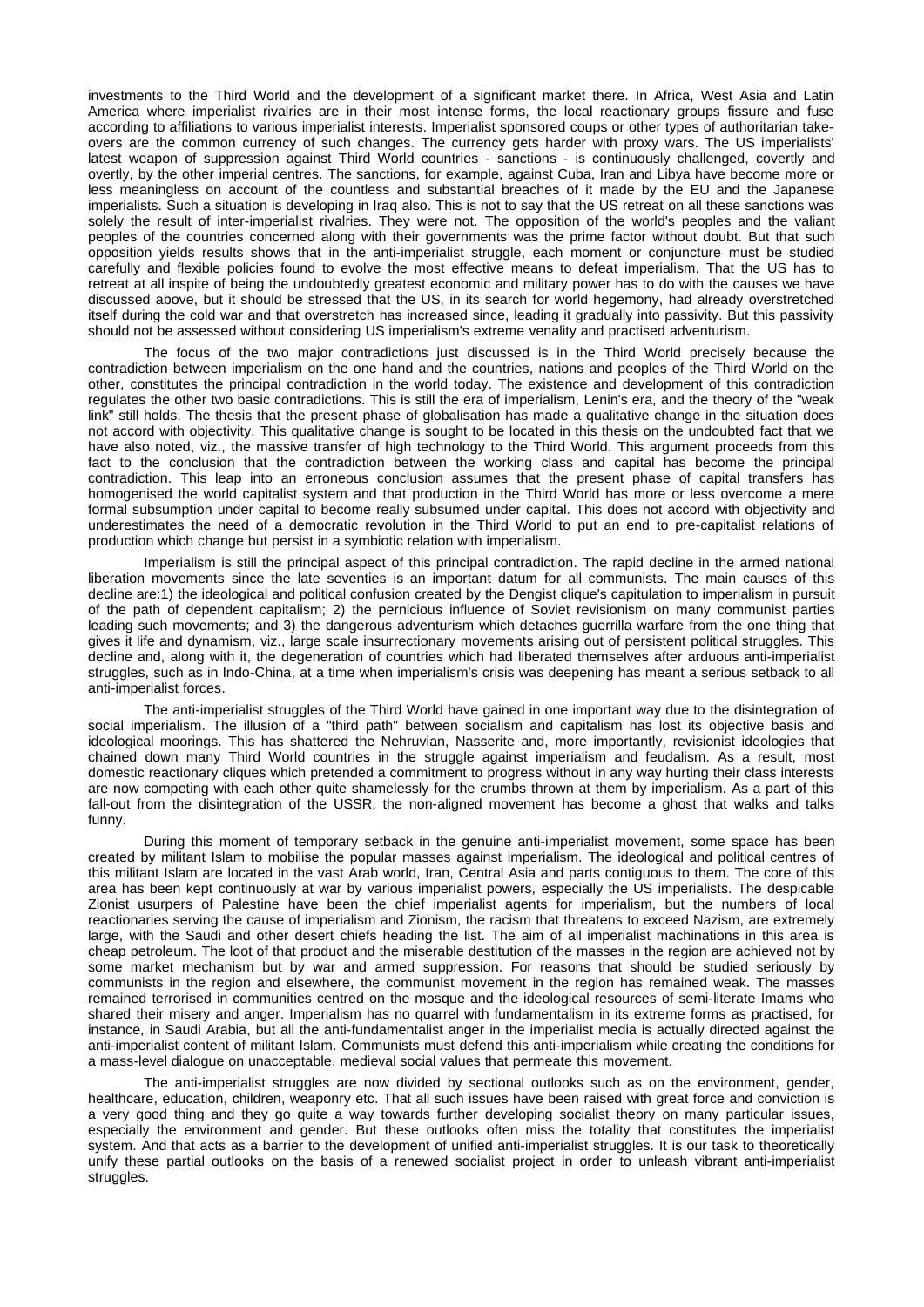investments to the Third World and the development of a significant market there. In Africa, West Asia and Latin America where imperialist rivalries are in their most intense forms, the local reactionary groups fissure and fuse according to affiliations to various imperialist interests. Imperialist sponsored coups or other types of authoritarian take-overs are the common currency of such changes. The currency gets harder with proxy wars. The US imperialists' latest weapon of suppression against Third World countries - sanctions - is continuously challenged, covertly and overtly, by the other imperial centres. The sanctions, for example, against Cuba, Iran and Libya have become more or less meaningless on account of the countless and substantial breaches of it made by the EU and the Japanese imperialists. Such a situation is developing in Iraq also. This is not to say that the US retreat on all these sanctions was solely the result of inter-imperialist rivalries. They were not. The opposition of the world's peoples and the valiant peoples of the countries concerned along with their governments was the prime factor without doubt. But that such opposition yields results shows that in the anti-imperialist struggle, each moment or conjuncture must be studied carefully and flexible policies found to evolve the most effective means to defeat imperialism. That the US has to retreat at all inspite of being the undoubtedly greatest economic and military power has to do with the causes we have discussed above, but it should be stressed that the US, in its search for world hegemony, had already overstretched itself during the cold war and that overstretch has increased since, leading it gradually into passivity. But this passivity should not be assessed without considering US imperialism's extreme venality and practised adventurism.

The focus of the two major contradictions just discussed is in the Third World precisely because the contradiction between imperialism on the one hand and the countries, nations and peoples of the Third World on the other, constitutes the principal contradiction in the world today. The existence and development of this contradiction regulates the other two basic contradictions. This is still the era of imperialism, Lenin's era, and the theory of the "weak link" still holds. The thesis that the present phase of globalisation has made a qualitative change in the situation does not accord with objectivity. This qualitative change is sought to be located in this thesis on the undoubted fact that we have also noted, viz., the massive transfer of high technology to the Third World. This argument proceeds from this fact to the conclusion that the contradiction between the working class and capital has become the principal contradiction. This leap into an erroneous conclusion assumes that the present phase of capital transfers has homogenised the world capitalist system and that production in the Third World has more or less overcome a mere formal subsumption under capital to become really subsumed under capital. This does not accord with objectivity and underestimates the need of a democratic revolution in the Third World to put an end to pre-capitalist relations of production which change but persist in a symbiotic relation with imperialism.

Imperialism is still the principal aspect of this principal contradiction. The rapid decline in the armed national liberation movements since the late seventies is an important datum for all communists. The main causes of this decline are:1) the ideological and political confusion created by the Dengist clique's capitulation to imperialism in pursuit of the path of dependent capitalism; 2) the pernicious influence of Soviet revisionism on many communist parties leading such movements; and 3) the dangerous adventurism which detaches guerrilla warfare from the one thing that gives it life and dynamism, viz., large scale insurrectionary movements arising out of persistent political struggles. This decline and, along with it, the degeneration of countries which had liberated themselves after arduous anti-imperialist struggles, such as in Indo-China, at a time when imperialism's crisis was deepening has meant a serious setback to all anti-imperialist forces.

The anti-imperialist struggles of the Third World have gained in one important way due to the disintegration of social imperialism. The illusion of a "third path" between socialism and capitalism has lost its objective basis and ideological moorings. This has shattered the Nehruvian, Nasserite and, more importantly, revisionist ideologies that chained down many Third World countries in the struggle against imperialism and feudalism. As a result, most domestic reactionary cliques which pretended a commitment to progress without in any way hurting their class interests are now competing with each other quite shamelessly for the crumbs thrown at them by imperialism. As a part of this fall-out from the disintegration of the USSR, the non-aligned movement has become a ghost that walks and talks funny.

During this moment of temporary setback in the genuine anti-imperialist movement, some space has been created by militant Islam to mobilise the popular masses against imperialism. The ideological and political centres of this militant Islam are located in the vast Arab world, Iran, Central Asia and parts contiguous to them. The core of this area has been kept continuously at war by various imperialist powers, especially the US imperialists. The despicable Zionist usurpers of Palestine have been the chief imperialist agents for imperialism, but the numbers of local reactionaries serving the cause of imperialism and Zionism, the racism that threatens to exceed Nazism, are extremely large, with the Saudi and other desert chiefs heading the list. The aim of all imperialist machinations in this area is cheap petroleum. The loot of that product and the miserable destitution of the masses in the region are achieved not by some market mechanism but by war and armed suppression. For reasons that should be studied seriously by communists in the region and elsewhere, the communist movement in the region has remained weak. The masses remained terrorised in communities centred on the mosque and the ideological resources of semi-literate Imams who shared their misery and anger. Imperialism has no quarrel with fundamentalism in its extreme forms as practised, for instance, in Saudi Arabia, but all the anti-fundamentalist anger in the imperialist media is actually directed against the anti-imperialist content of militant Islam. Communists must defend this anti-imperialism while creating the conditions for a mass-level dialogue on unacceptable, medieval social values that permeate this movement.

The anti-imperialist struggles are now divided by sectional outlooks such as on the environment, gender, healthcare, education, children, weaponry etc. That all such issues have been raised with great force and conviction is a very good thing and they go quite a way towards further developing socialist theory on many particular issues, especially the environment and gender. But these outlooks often miss the totality that constitutes the imperialist system. And that acts as a barrier to the development of unified anti-imperialist struggles. It is our task to theoretically unify these partial outlooks on the basis of a renewed socialist project in order to unleash vibrant anti-imperialist struggles.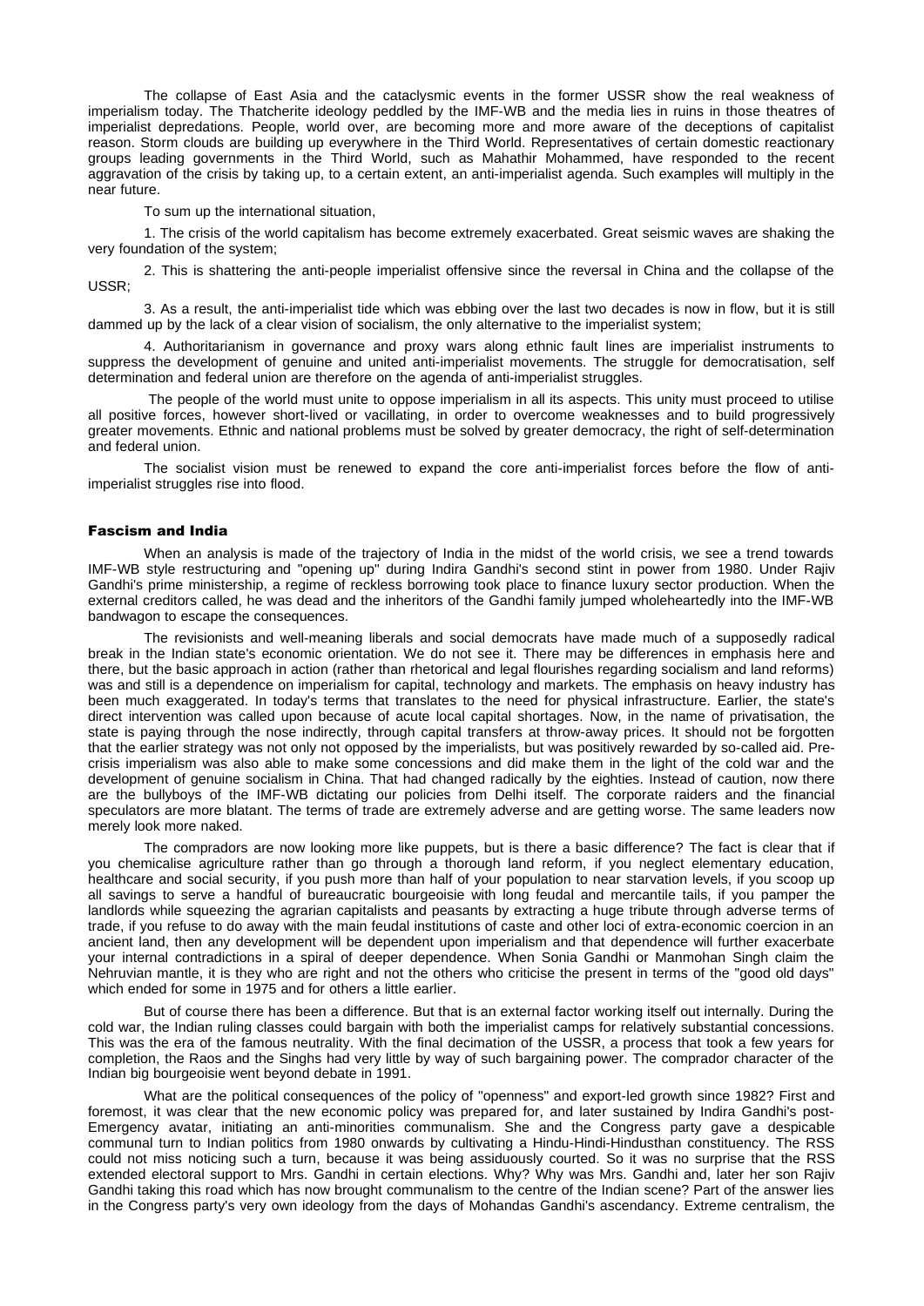The collapse of East Asia and the cataclysmic events in the former USSR show the real weakness of imperialism today. The Thatcherite ideology peddled by the IMF-WB and the media lies in ruins in those theatres of imperialist depredations. People, world over, are becoming more and more aware of the deceptions of capitalist reason. Storm clouds are building up everywhere in the Third World. Representatives of certain domestic reactionary groups leading governments in the Third World, such as Mahathir Mohammed, have responded to the recent aggravation of the crisis by taking up, to a certain extent, an anti-imperialist agenda. Such examples will multiply in the near future.

To sum up the international situation,

1. The crisis of the world capitalism has become extremely exacerbated. Great seismic waves are shaking the very foundation of the system;

2. This is shattering the anti-people imperialist offensive since the reversal in China and the collapse of the USSR;

3. As a result, the anti-imperialist tide which was ebbing over the last two decades is now in flow, but it is still dammed up by the lack of a clear vision of socialism, the only alternative to the imperialist system;

4. Authoritarianism in governance and proxy wars along ethnic fault lines are imperialist instruments to suppress the development of genuine and united anti-imperialist movements. The struggle for democratisation, self determination and federal union are therefore on the agenda of anti-imperialist struggles.

The people of the world must unite to oppose imperialism in all its aspects. This unity must proceed to utilise all positive forces, however short-lived or vacillating, in order to overcome weaknesses and to build progressively greater movements. Ethnic and national problems must be solved by greater democracy, the right of self-determination and federal union.

The socialist vision must be renewed to expand the core anti-imperialist forces before the flow of anti-imperialist struggles rise into flood.

## Fascism and India

When an analysis is made of the trajectory of India in the midst of the world crisis, we see a trend towards IMF-WB style restructuring and "opening up" during Indira Gandhi's second stint in power from 1980. Under Rajiv Gandhi's prime ministership, a regime of reckless borrowing took place to finance luxury sector production. When the external creditors called, he was dead and the inheritors of the Gandhi family jumped wholeheartedly into the IMF-WB bandwagon to escape the consequences.

The revisionists and well-meaning liberals and social democrats have made much of a supposedly radical break in the Indian state's economic orientation. We do not see it. There may be differences in emphasis here and there, but the basic approach in action (rather than rhetorical and legal flourishes regarding socialism and land reforms) was and still is a dependence on imperialism for capital, technology and markets. The emphasis on heavy industry has been much exaggerated. In today's terms that translates to the need for physical infrastructure. Earlier, the state's direct intervention was called upon because of acute local capital shortages. Now, in the name of privatisation, the state is paying through the nose indirectly, through capital transfers at throw-away prices. It should not be forgotten that the earlier strategy was not only not opposed by the imperialists, but was positively rewarded by so-called aid. Pre-crisis imperialism was also able to make some concessions and did make them in the light of the cold war and the development of genuine socialism in China. That had changed radically by the eighties. Instead of caution, now there are the bullyboys of the IMF-WB dictating our policies from Delhi itself. The corporate raiders and the financial speculators are more blatant. The terms of trade are extremely adverse and are getting worse. The same leaders now merely look more naked.

The compradors are now looking more like puppets, but is there a basic difference? The fact is clear that if you chemicalise agriculture rather than go through a thorough land reform, if you neglect elementary education, healthcare and social security, if you push more than half of your population to near starvation levels, if you scoop up all savings to serve a handful of bureaucratic bourgeoisie with long feudal and mercantile tails, if you pamper the landlords while squeezing the agrarian capitalists and peasants by extracting a huge tribute through adverse terms of trade, if you refuse to do away with the main feudal institutions of caste and other loci of extra-economic coercion in an ancient land, then any development will be dependent upon imperialism and that dependence will further exacerbate your internal contradictions in a spiral of deeper dependence. When Sonia Gandhi or Manmohan Singh claim the Nehruvian mantle, it is they who are right and not the others who criticise the present in terms of the "good old days" which ended for some in 1975 and for others a little earlier.

But of course there has been a difference. But that is an external factor working itself out internally. During the cold war, the Indian ruling classes could bargain with both the imperialist camps for relatively substantial concessions. This was the era of the famous neutrality. With the final decimation of the USSR, a process that took a few years for completion, the Raos and the Singhs had very little by way of such bargaining power. The comprador character of the Indian big bourgeoisie went beyond debate in 1991.

What are the political consequences of the policy of "openness" and export-led growth since 1982? First and foremost, it was clear that the new economic policy was prepared for, and later sustained by Indira Gandhi's post-Emergency avatar, initiating an anti-minorities communalism. She and the Congress party gave a despicable communal turn to Indian politics from 1980 onwards by cultivating a Hindu-Hindi-Hindusthan constituency. The RSS could not miss noticing such a turn, because it was being assiduously courted. So it was no surprise that the RSS extended electoral support to Mrs. Gandhi in certain elections. Why? Why was Mrs. Gandhi and, later her son Rajiv Gandhi taking this road which has now brought communalism to the centre of the Indian scene? Part of the answer lies in the Congress party's very own ideology from the days of Mohandas Gandhi's ascendancy. Extreme centralism, the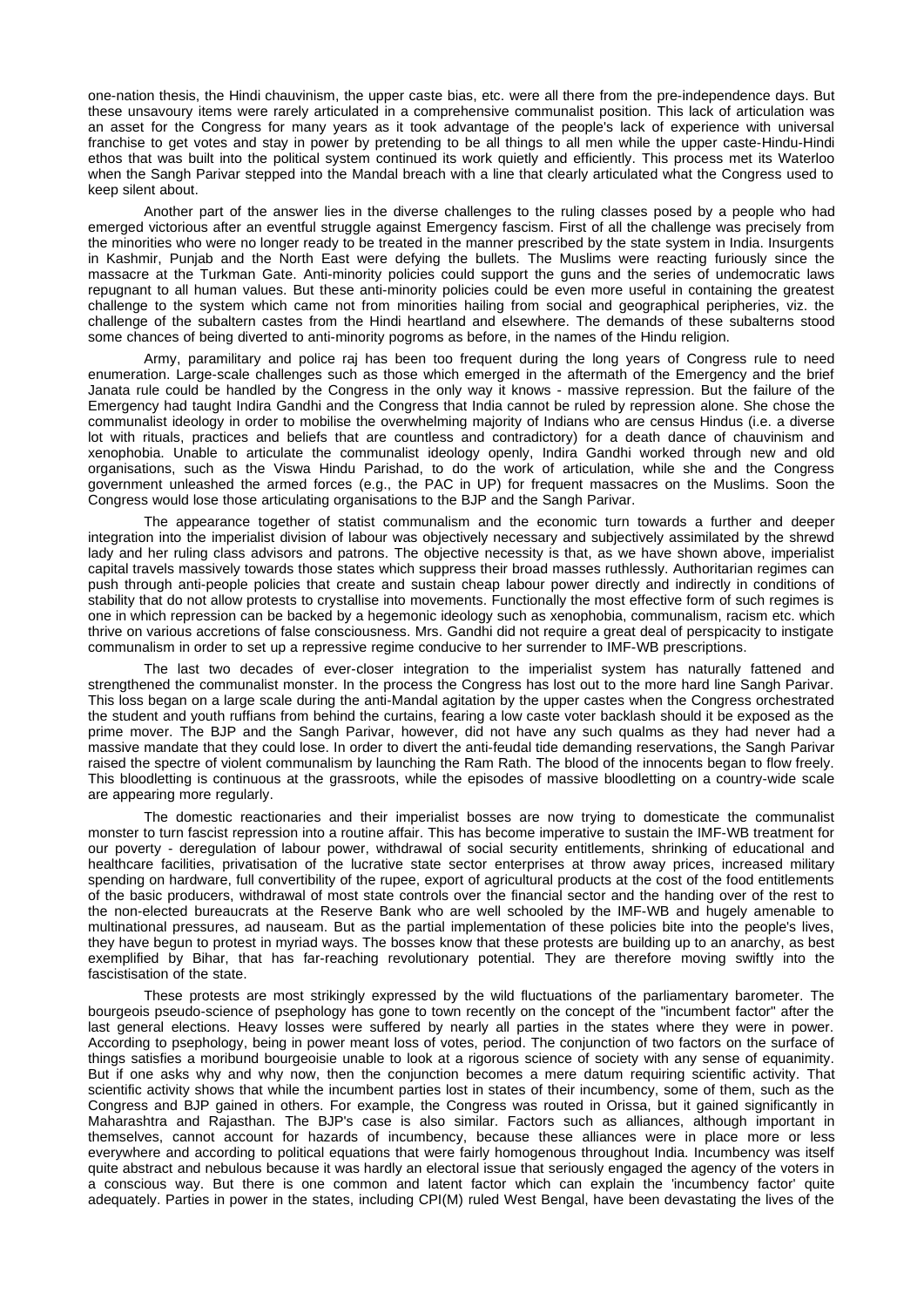one-nation thesis, the Hindi chauvinism, the upper caste bias, etc. were all there from the pre-independence days. But these unsavoury items were rarely articulated in a comprehensive communalist position. This lack of articulation was an asset for the Congress for many years as it took advantage of the people's lack of experience with universal franchise to get votes and stay in power by pretending to be all things to all men while the upper caste-Hindu-Hindi ethos that was built into the political system continued its work quietly and efficiently. This process met its Waterloo when the Sangh Parivar stepped into the Mandal breach with a line that clearly articulated what the Congress used to keep silent about.

Another part of the answer lies in the diverse challenges to the ruling classes posed by a people who had emerged victorious after an eventful struggle against Emergency fascism. First of all the challenge was precisely from the minorities who were no longer ready to be treated in the manner prescribed by the state system in India. Insurgents in Kashmir, Punjab and the North East were defying the bullets. The Muslims were reacting furiously since the massacre at the Turkman Gate. Anti-minority policies could support the guns and the series of undemocratic laws repugnant to all human values. But these anti-minority policies could be even more useful in containing the greatest challenge to the system which came not from minorities hailing from social and geographical peripheries, viz. the challenge of the subaltern castes from the Hindi heartland and elsewhere. The demands of these subalterns stood some chances of being diverted to anti-minority pogroms as before, in the names of the Hindu religion.

Army, paramilitary and police raj has been too frequent during the long years of Congress rule to need enumeration. Large-scale challenges such as those which emerged in the aftermath of the Emergency and the brief Janata rule could be handled by the Congress in the only way it knows - massive repression. But the failure of the Emergency had taught Indira Gandhi and the Congress that India cannot be ruled by repression alone. She chose the communalist ideology in order to mobilise the overwhelming majority of Indians who are census Hindus (i.e. a diverse lot with rituals, practices and beliefs that are countless and contradictory) for a death dance of chauvinism and xenophobia. Unable to articulate the communalist ideology openly, Indira Gandhi worked through new and old organisations, such as the Viswa Hindu Parishad, to do the work of articulation, while she and the Congress government unleashed the armed forces (e.g., the PAC in UP) for frequent massacres on the Muslims. Soon the Congress would lose those articulating organisations to the BJP and the Sangh Parivar.

The appearance together of statist communalism and the economic turn towards a further and deeper integration into the imperialist division of labour was objectively necessary and subjectively assimilated by the shrewd lady and her ruling class advisors and patrons. The objective necessity is that, as we have shown above, imperialist capital travels massively towards those states which suppress their broad masses ruthlessly. Authoritarian regimes can push through anti-people policies that create and sustain cheap labour power directly and indirectly in conditions of stability that do not allow protests to crystallise into movements. Functionally the most effective form of such regimes is one in which repression can be backed by a hegemonic ideology such as xenophobia, communalism, racism etc. which thrive on various accretions of false consciousness. Mrs. Gandhi did not require a great deal of perspicacity to instigate communalism in order to set up a repressive regime conducive to her surrender to IMF-WB prescriptions.

The last two decades of ever-closer integration to the imperialist system has naturally fattened and strengthened the communalist monster. In the process the Congress has lost out to the more hard line Sangh Parivar. This loss began on a large scale during the anti-Mandal agitation by the upper castes when the Congress orchestrated the student and youth ruffians from behind the curtains, fearing a low caste voter backlash should it be exposed as the prime mover. The BJP and the Sangh Parivar, however, did not have any such qualms as they had never had a massive mandate that they could lose. In order to divert the anti-feudal tide demanding reservations, the Sangh Parivar raised the spectre of violent communalism by launching the Ram Rath. The blood of the innocents began to flow freely. This bloodletting is continuous at the grassroots, while the episodes of massive bloodletting on a country-wide scale are appearing more regularly.

The domestic reactionaries and their imperialist bosses are now trying to domesticate the communalist monster to turn fascist repression into a routine affair. This has become imperative to sustain the IMF-WB treatment for our poverty - deregulation of labour power, withdrawal of social security entitlements, shrinking of educational and healthcare facilities, privatisation of the lucrative state sector enterprises at throw away prices, increased military spending on hardware, full convertibility of the rupee, export of agricultural products at the cost of the food entitlements of the basic producers, withdrawal of most state controls over the financial sector and the handing over of the rest to the non-elected bureaucrats at the Reserve Bank who are well schooled by the IMF-WB and hugely amenable to multinational pressures, ad nauseam. But as the partial implementation of these policies bite into the people's lives, they have begun to protest in myriad ways. The bosses know that these protests are building up to an anarchy, as best exemplified by Bihar, that has far-reaching revolutionary potential. They are therefore moving swiftly into the fascistisation of the state.

These protests are most strikingly expressed by the wild fluctuations of the parliamentary barometer. The bourgeois pseudo-science of psephology has gone to town recently on the concept of the "incumbent factor" after the last general elections. Heavy losses were suffered by nearly all parties in the states where they were in power. According to psephology, being in power meant loss of votes, period. The conjunction of two factors on the surface of things satisfies a moribund bourgeoisie unable to look at a rigorous science of society with any sense of equanimity. But if one asks why and why now, then the conjunction becomes a mere datum requiring scientific activity. That scientific activity shows that while the incumbent parties lost in states of their incumbency, some of them, such as the Congress and BJP gained in others. For example, the Congress was routed in Orissa, but it gained significantly in Maharashtra and Rajasthan. The BJP's case is also similar. Factors such as alliances, although important in themselves, cannot account for hazards of incumbency, because these alliances were in place more or less everywhere and according to political equations that were fairly homogenous throughout India. Incumbency was itself quite abstract and nebulous because it was hardly an electoral issue that seriously engaged the agency of the voters in a conscious way. But there is one common and latent factor which can explain the 'incumbency factor' quite adequately. Parties in power in the states, including CPI(M) ruled West Bengal, have been devastating the lives of the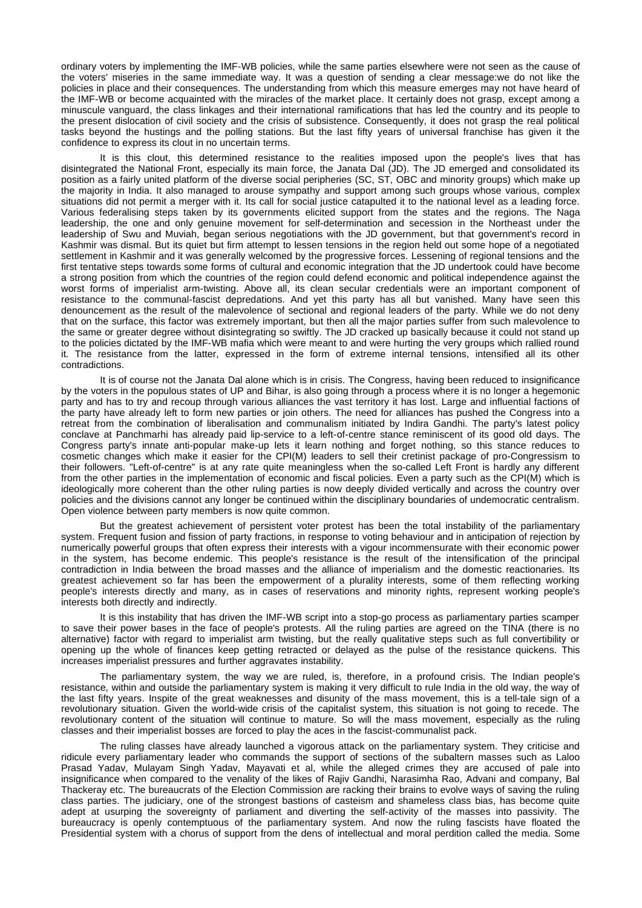ordinary voters by implementing the IMF-WB policies, while the same parties elsewhere were not seen as the cause of the voters' miseries in the same immediate way. It was a question of sending a clear message:we do not like the policies in place and their consequences. The understanding from which this measure emerges may not have heard of the IMF-WB or become acquainted with the miracles of the market place. It certainly does not grasp, except among a minuscule vanguard, the class linkages and their international ramifications that has led the country and its people to the present dislocation of civil society and the crisis of subsistence. Consequently, it does not grasp the real political tasks beyond the hustings and the polling stations. But the last fifty years of universal franchise has given it the confidence to express its clout in no uncertain terms.

It is this clout, this determined resistance to the realities imposed upon the people's lives that has disintegrated the National Front, especially its main force, the Janata Dal (JD). The JD emerged and consolidated its position as a fairly united platform of the diverse social peripheries (SC, ST, OBC and minority groups) which make up the majority in India. It also managed to arouse sympathy and support among such groups whose various, complex situations did not permit a merger with it. Its call for social justice catapulted it to the national level as a leading force. Various federalising steps taken by its governments elicited support from the states and the regions. The Naga leadership, the one and only genuine movement for self-determination and secession in the Northeast under the leadership of Swu and Muviah, began serious negotiations with the JD government, but that government's record in Kashmir was dismal. But its quiet but firm attempt to lessen tensions in the region held out some hope of a negotiated settlement in Kashmir and it was generally welcomed by the progressive forces. Lessening of regional tensions and the first tentative steps towards some forms of cultural and economic integration that the JD undertook could have become a strong position from which the countries of the region could defend economic and political independence against the worst forms of imperialist arm-twisting. Above all, its clean secular credentials were an important component of resistance to the communal-fascist depredations. And yet this party has all but vanished. Many have seen this denouncement as the result of the malevolence of sectional and regional leaders of the party. While we do not deny that on the surface, this factor was extremely important, but then all the major parties suffer from such malevolence to the same or greater degree without disintegrating so swiftly. The JD cracked up basically because it could not stand up to the policies dictated by the IMF-WB mafia which were meant to and were hurting the very groups which rallied round it. The resistance from the latter, expressed in the form of extreme internal tensions, intensified all its other contradictions.

It is of course not the Janata Dal alone which is in crisis. The Congress, having been reduced to insignificance by the voters in the populous states of UP and Bihar, is also going through a process where it is no longer a hegemonic party and has to try and recoup through various alliances the vast territory it has lost. Large and influential factions of the party have already left to form new parties or join others. The need for alliances has pushed the Congress into a retreat from the combination of liberalisation and communalism initiated by Indira Gandhi. The party's latest policy conclave at Panchmarhi has already paid lip-service to a left-of-centre stance reminiscent of its good old days. The Congress party's innate anti-popular make-up lets it learn nothing and forget nothing, so this stance reduces to cosmetic changes which make it easier for the CPI(M) leaders to sell their cretinist package of pro-Congressism to their followers. "Left-of-centre" is at any rate quite meaningless when the so-called Left Front is hardly any different from the other parties in the implementation of economic and fiscal policies. Even a party such as the CPI(M) which is ideologically more coherent than the other ruling parties is now deeply divided vertically and across the country over policies and the divisions cannot any longer be continued within the disciplinary boundaries of undemocratic centralism. Open violence between party members is now quite common.

But the greatest achievement of persistent voter protest has been the total instability of the parliamentary system. Frequent fusion and fission of party fractions, in response to voting behaviour and in anticipation of rejection by numerically powerful groups that often express their interests with a vigour incommensurate with their economic power in the system, has become endemic. This people's resistance is the result of the intensification of the principal contradiction in India between the broad masses and the alliance of imperialism and the domestic reactionaries. Its greatest achievement so far has been the empowerment of a plurality interests, some of them reflecting working people's interests directly and many, as in cases of reservations and minority rights, represent working people's interests both directly and indirectly.

It is this instability that has driven the IMF-WB script into a stop-go process as parliamentary parties scamper to save their power bases in the face of people's protests. All the ruling parties are agreed on the TINA (there is no alternative) factor with regard to imperialist arm twisting, but the really qualitative steps such as full convertibility or opening up the whole of finances keep getting retracted or delayed as the pulse of the resistance quickens. This increases imperialist pressures and further aggravates instability.

The parliamentary system, the way we are ruled, is, therefore, in a profound crisis. The Indian people's resistance, within and outside the parliamentary system is making it very difficult to rule India in the old way, the way of the last fifty years. Inspite of the great weaknesses and disunity of the mass movement, this is a tell-tale sign of a revolutionary situation. Given the world-wide crisis of the capitalist system, this situation is not going to recede. The revolutionary content of the situation will continue to mature. So will the mass movement, especially as the ruling classes and their imperialist bosses are forced to play the aces in the fascist-communalist pack.

The ruling classes have already launched a vigorous attack on the parliamentary system. They criticise and ridicule every parliamentary leader who commands the support of sections of the subaltern masses such as Laloo Prasad Yadav, Mulayam Singh Yadav, Mayavati et al, while the alleged crimes they are accused of pale into insignificance when compared to the venality of the likes of Rajiv Gandhi, Narasimha Rao, Advani and company, Bal Thackeray etc. The bureaucrats of the Election Commission are racking their brains to evolve ways of saving the ruling class parties. The judiciary, one of the strongest bastions of casteism and shameless class bias, has become quite adept at usurping the sovereignty of parliament and diverting the self-activity of the masses into passivity. The bureaucracy is openly contemptuous of the parliamentary system. And now the ruling fascists have floated the Presidential system with a chorus of support from the dens of intellectual and moral perdition called the media. Some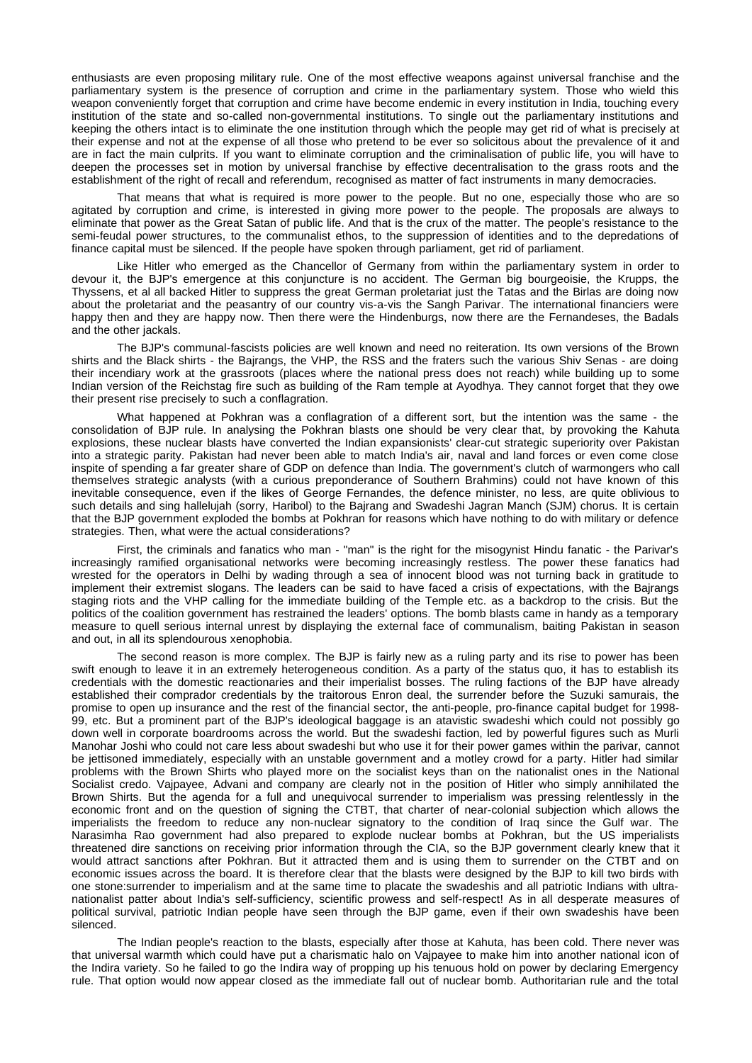enthusiasts are even proposing military rule. One of the most effective weapons against universal franchise and the parliamentary system is the presence of corruption and crime in the parliamentary system. Those who wield this weapon conveniently forget that corruption and crime have become endemic in every institution in India, touching every institution of the state and so-called non-governmental institutions. To single out the parliamentary institutions and keeping the others intact is to eliminate the one institution through which the people may get rid of what is precisely at their expense and not at the expense of all those who pretend to be ever so solicitous about the prevalence of it and are in fact the main culprits. If you want to eliminate corruption and the criminalisation of public life, you will have to deepen the processes set in motion by universal franchise by effective decentralisation to the grass roots and the establishment of the right of recall and referendum, recognised as matter of fact instruments in many democracies.

That means that what is required is more power to the people. But no one, especially those who are so agitated by corruption and crime, is interested in giving more power to the people. The proposals are always to eliminate that power as the Great Satan of public life. And that is the crux of the matter. The people's resistance to the semi-feudal power structures, to the communalist ethos, to the suppression of identities and to the depredations of finance capital must be silenced. If the people have spoken through parliament, get rid of parliament.

Like Hitler who emerged as the Chancellor of Germany from within the parliamentary system in order to devour it, the BJP's emergence at this conjuncture is no accident. The German big bourgeoisie, the Krupps, the Thyssens, et al all backed Hitler to suppress the great German proletariat just the Tatas and the Birlas are doing now about the proletariat and the peasantry of our country vis-a-vis the Sangh Parivar. The international financiers were happy then and they are happy now. Then there were the Hindenburgs, now there are the Fernandeses, the Badals and the other jackals.

The BJP's communal-fascists policies are well known and need no reiteration. Its own versions of the Brown shirts and the Black shirts - the Bajrangs, the VHP, the RSS and the fraters such the various Shiv Senas - are doing their incendiary work at the grassroots (places where the national press does not reach) while building up to some Indian version of the Reichstag fire such as building of the Ram temple at Ayodhya. They cannot forget that they owe their present rise precisely to such a conflagration.

What happened at Pokhran was a conflagration of a different sort, but the intention was the same - the consolidation of BJP rule. In analysing the Pokhran blasts one should be very clear that, by provoking the Kahuta explosions, these nuclear blasts have converted the Indian expansionists' clear-cut strategic superiority over Pakistan into a strategic parity. Pakistan had never been able to match India's air, naval and land forces or even come close inspite of spending a far greater share of GDP on defence than India. The government's clutch of warmongers who call themselves strategic analysts (with a curious preponderance of Southern Brahmins) could not have known of this inevitable consequence, even if the likes of George Fernandes, the defence minister, no less, are quite oblivious to such details and sing hallelujah (sorry, Haribol) to the Bajrang and Swadeshi Jagran Manch (SJM) chorus. It is certain that the BJP government exploded the bombs at Pokhran for reasons which have nothing to do with military or defence strategies. Then, what were the actual considerations?

First, the criminals and fanatics who man - "man" is the right for the misogynist Hindu fanatic - the Parivar's increasingly ramified organisational networks were becoming increasingly restless. The power these fanatics had wrested for the operators in Delhi by wading through a sea of innocent blood was not turning back in gratitude to implement their extremist slogans. The leaders can be said to have faced a crisis of expectations, with the Bajrangs staging riots and the VHP calling for the immediate building of the Temple etc. as a backdrop to the crisis. But the politics of the coalition government has restrained the leaders' options. The bomb blasts came in handy as a temporary measure to quell serious internal unrest by displaying the external face of communalism, baiting Pakistan in season and out, in all its splendourous xenophobia.

The second reason is more complex. The BJP is fairly new as a ruling party and its rise to power has been swift enough to leave it in an extremely heterogeneous condition. As a party of the status quo, it has to establish its credentials with the domestic reactionaries and their imperialist bosses. The ruling factions of the BJP have already established their comprador credentials by the traitorous Enron deal, the surrender before the Suzuki samurais, the promise to open up insurance and the rest of the financial sector, the anti-people, pro-finance capital budget for 1998-99, etc. But a prominent part of the BJP's ideological baggage is an atavistic swadeshi which could not possibly go down well in corporate boardrooms across the world. But the swadeshi faction, led by powerful figures such as Murli Manohar Joshi who could not care less about swadeshi but who use it for their power games within the parivar, cannot be jettisoned immediately, especially with an unstable government and a motley crowd for a party. Hitler had similar problems with the Brown Shirts who played more on the socialist keys than on the nationalist ones in the National Socialist credo. Vajpayee, Advani and company are clearly not in the position of Hitler who simply annihilated the Brown Shirts. But the agenda for a full and unequivocal surrender to imperialism was pressing relentlessly in the economic front and on the question of signing the CTBT, that charter of near-colonial subjection which allows the imperialists the freedom to reduce any non-nuclear signatory to the condition of Iraq since the Gulf war. The Narasimha Rao government had also prepared to explode nuclear bombs at Pokhran, but the US imperialists threatened dire sanctions on receiving prior information through the CIA, so the BJP government clearly knew that it would attract sanctions after Pokhran. But it attracted them and is using them to surrender on the CTBT and on economic issues across the board. It is therefore clear that the blasts were designed by the BJP to kill two birds with one stone:surrender to imperialism and at the same time to placate the swadeshis and all patriotic Indians with ultra-nationalist patter about India's self-sufficiency, scientific prowess and self-respect! As in all desperate measures of political survival, patriotic Indian people have seen through the BJP game, even if their own swadeshis have been silenced.

The Indian people's reaction to the blasts, especially after those at Kahuta, has been cold. There never was that universal warmth which could have put a charismatic halo on Vajpayee to make him into another national icon of the Indira variety. So he failed to go the Indira way of propping up his tenuous hold on power by declaring Emergency rule. That option would now appear closed as the immediate fall out of nuclear bomb. Authoritarian rule and the total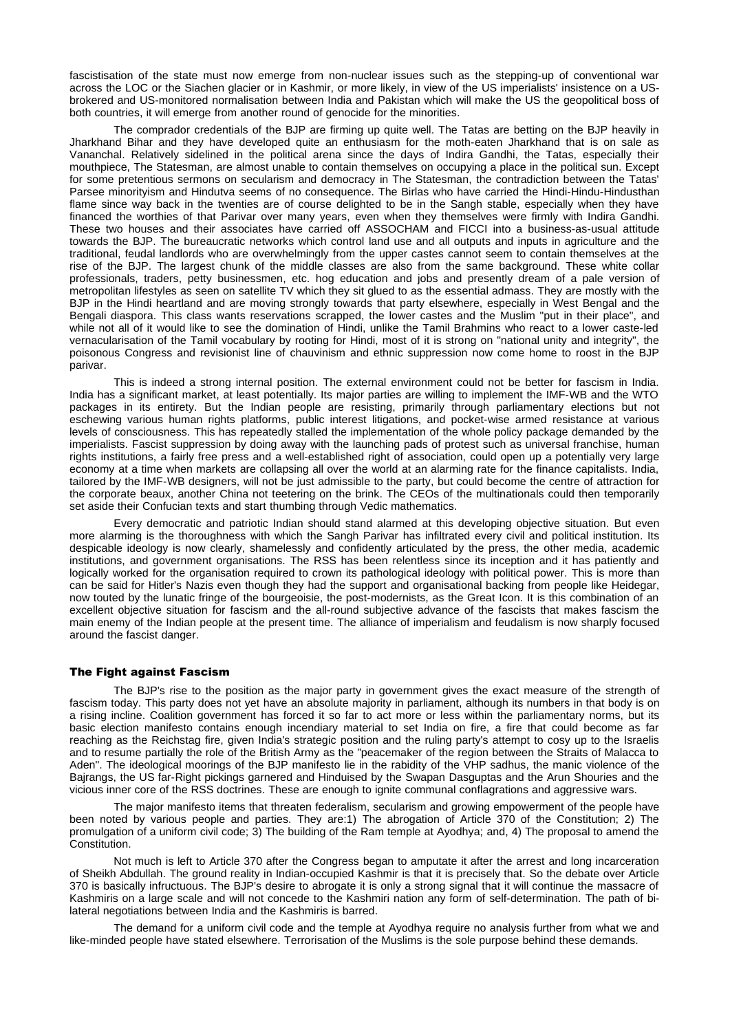fascistisation of the state must now emerge from non-nuclear issues such as the stepping-up of conventional war across the LOC or the Siachen glacier or in Kashmir, or more likely, in view of the US imperialists' insistence on a US-brokered and US-monitored normalisation between India and Pakistan which will make the US the geopolitical boss of both countries, it will emerge from another round of genocide for the minorities.

The comprador credentials of the BJP are firming up quite well. The Tatas are betting on the BJP heavily in Jharkhand Bihar and they have developed quite an enthusiasm for the moth-eaten Jharkhand that is on sale as Vananchal. Relatively sidelined in the political arena since the days of Indira Gandhi, the Tatas, especially their mouthpiece, The Statesman, are almost unable to contain themselves on occupying a place in the political sun. Except for some pretentious sermons on secularism and democracy in The Statesman, the contradiction between the Tatas' Parsee minorityism and Hindutva seems of no consequence. The Birlas who have carried the Hindi-Hindu-Hindusthan flame since way back in the twenties are of course delighted to be in the Sangh stable, especially when they have financed the worthies of that Parivar over many years, even when they themselves were firmly with Indira Gandhi. These two houses and their associates have carried off ASSOCHAM and FICCI into a business-as-usual attitude towards the BJP. The bureaucratic networks which control land use and all outputs and inputs in agriculture and the traditional, feudal landlords who are overwhelmingly from the upper castes cannot seem to contain themselves at the rise of the BJP. The largest chunk of the middle classes are also from the same background. These white collar professionals, traders, petty businessmen, etc. hog education and jobs and presently dream of a pale version of metropolitan lifestyles as seen on satellite TV which they sit glued to as the essential admass. They are mostly with the BJP in the Hindi heartland and are moving strongly towards that party elsewhere, especially in West Bengal and the Bengali diaspora. This class wants reservations scrapped, the lower castes and the Muslim "put in their place", and while not all of it would like to see the domination of Hindi, unlike the Tamil Brahmins who react to a lower caste-led vernacularisation of the Tamil vocabulary by rooting for Hindi, most of it is strong on "national unity and integrity", the poisonous Congress and revisionist line of chauvinism and ethnic suppression now come home to roost in the BJP parivar.

This is indeed a strong internal position. The external environment could not be better for fascism in India. India has a significant market, at least potentially. Its major parties are willing to implement the IMF-WB and the WTO packages in its entirety. But the Indian people are resisting, primarily through parliamentary elections but not eschewing various human rights platforms, public interest litigations, and pocket-wise armed resistance at various levels of consciousness. This has repeatedly stalled the implementation of the whole policy package demanded by the imperialists. Fascist suppression by doing away with the launching pads of protest such as universal franchise, human rights institutions, a fairly free press and a well-established right of association, could open up a potentially very large economy at a time when markets are collapsing all over the world at an alarming rate for the finance capitalists. India, tailored by the IMF-WB designers, will not be just admissible to the party, but could become the centre of attraction for the corporate beaux, another China not teetering on the brink. The CEOs of the multinationals could then temporarily set aside their Confucian texts and start thumbing through Vedic mathematics.

Every democratic and patriotic Indian should stand alarmed at this developing objective situation. But even more alarming is the thoroughness with which the Sangh Parivar has infiltrated every civil and political institution. Its despicable ideology is now clearly, shamelessly and confidently articulated by the press, the other media, academic institutions, and government organisations. The RSS has been relentless since its inception and it has patiently and logically worked for the organisation required to crown its pathological ideology with political power. This is more than can be said for Hitler's Nazis even though they had the support and organisational backing from people like Heidegar, now touted by the lunatic fringe of the bourgeoisie, the post-modernists, as the Great Icon. It is this combination of an excellent objective situation for fascism and the all-round subjective advance of the fascists that makes fascism the main enemy of the Indian people at the present time. The alliance of imperialism and feudalism is now sharply focused around the fascist danger.

## The Fight against Fascism

The BJP's rise to the position as the major party in government gives the exact measure of the strength of fascism today. This party does not yet have an absolute majority in parliament, although its numbers in that body is on a rising incline. Coalition government has forced it so far to act more or less within the parliamentary norms, but its basic election manifesto contains enough incendiary material to set India on fire, a fire that could become as far reaching as the Reichstag fire, given India's strategic position and the ruling party's attempt to cosy up to the Israelis and to resume partially the role of the British Army as the "peacemaker of the region between the Straits of Malacca to Aden". The ideological moorings of the BJP manifesto lie in the rabidity of the VHP sadhus, the manic violence of the Bajrangs, the US far-Right pickings garnered and Hinduised by the Swapan Dasguptas and the Arun Shouries and the vicious inner core of the RSS doctrines. These are enough to ignite communal conflagrations and aggressive wars.

The major manifesto items that threaten federalism, secularism and growing empowerment of the people have been noted by various people and parties. They are:1) The abrogation of Article 370 of the Constitution; 2) The promulgation of a uniform civil code; 3) The building of the Ram temple at Ayodhya; and, 4) The proposal to amend the Constitution.

Not much is left to Article 370 after the Congress began to amputate it after the arrest and long incarceration of Sheikh Abdullah. The ground reality in Indian-occupied Kashmir is that it is precisely that. So the debate over Article 370 is basically infructuous. The BJP's desire to abrogate it is only a strong signal that it will continue the massacre of Kashmiris on a large scale and will not concede to the Kashmiri nation any form of self-determination. The path of bi-lateral negotiations between India and the Kashmiris is barred.

The demand for a uniform civil code and the temple at Ayodhya require no analysis further from what we and like-minded people have stated elsewhere. Terrorisation of the Muslims is the sole purpose behind these demands.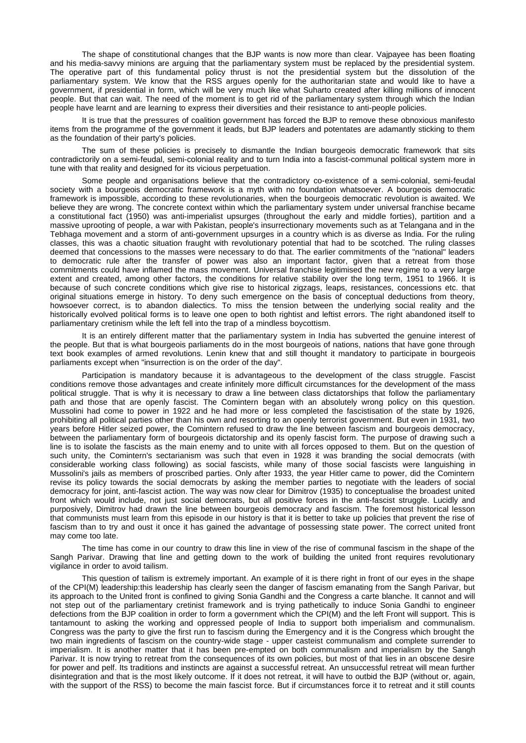The shape of constitutional changes that the BJP wants is now more than clear. Vajpayee has been floating and his media-savvy minions are arguing that the parliamentary system must be replaced by the presidential system. The operative part of this fundamental policy thrust is not the presidential system but the dissolution of the parliamentary system. We know that the RSS argues openly for the authoritarian state and would like to have a government, if presidential in form, which will be very much like what Suharto created after killing millions of innocent people. But that can wait. The need of the moment is to get rid of the parliamentary system through which the Indian people have learnt and are learning to express their diversities and their resistance to anti-people policies.

It is true that the pressures of coalition government has forced the BJP to remove these obnoxious manifesto items from the programme of the government it leads, but BJP leaders and potentates are adamantly sticking to them as the foundation of their party's policies.

The sum of these policies is precisely to dismantle the Indian bourgeois democratic framework that sits contradictorily on a semi-feudal, semi-colonial reality and to turn India into a fascist-communal political system more in tune with that reality and designed for its vicious perpetuation.

Some people and organisations believe that the contradictory co-existence of a semi-colonial, semi-feudal society with a bourgeois democratic framework is a myth with no foundation whatsoever. A bourgeois democratic framework is impossible, according to these revolutionaries, when the bourgeois democratic revolution is awaited. We believe they are wrong. The concrete context within which the parliamentary system under universal franchise became a constitutional fact (1950) was anti-imperialist upsurges (throughout the early and middle forties), partition and a massive uprooting of people, a war with Pakistan, people's insurrectionary movements such as at Telangana and in the Tebhaga movement and a storm of anti-government upsurges in a country which is as diverse as India. For the ruling classes, this was a chaotic situation fraught with revolutionary potential that had to be scotched. The ruling classes deemed that concessions to the masses were necessary to do that. The earlier commitments of the "national" leaders to democratic rule after the transfer of power was also an important factor, given that a retreat from those commitments could have inflamed the mass movement. Universal franchise legitimised the new regime to a very large extent and created, among other factors, the conditions for relative stability over the long term, 1951 to 1966. It is because of such concrete conditions which give rise to historical zigzags, leaps, resistances, concessions etc. that original situations emerge in history. To deny such emergence on the basis of conceptual deductions from theory, howsoever correct, is to abandon dialectics. To miss the tension between the underlying social reality and the historically evolved political forms is to leave one open to both rightist and leftist errors. The right abandoned itself to parliamentary cretinism while the left fell into the trap of a mindless boycottism.

It is an entirely different matter that the parliamentary system in India has subverted the genuine interest of the people. But that is what bourgeois parliaments do in the most bourgeois of nations, nations that have gone through text book examples of armed revolutions. Lenin knew that and still thought it mandatory to participate in bourgeois parliaments except when "insurrection is on the order of the day".

Participation is mandatory because it is advantageous to the development of the class struggle. Fascist conditions remove those advantages and create infinitely more difficult circumstances for the development of the mass political struggle. That is why it is necessary to draw a line between class dictatorships that follow the parliamentary path and those that are openly fascist. The Comintern began with an absolutely wrong policy on this question. Mussolini had come to power in 1922 and he had more or less completed the fascistisation of the state by 1926, prohibiting all political parties other than his own and resorting to an openly terrorist government. But even in 1931, two years before Hitler seized power, the Comintern refused to draw the line between fascism and bourgeois democracy, between the parliamentary form of bourgeois dictatorship and its openly fascist form. The purpose of drawing such a line is to isolate the fascists as the main enemy and to unite with all forces opposed to them. But on the question of such unity, the Comintern's sectarianism was such that even in 1928 it was branding the social democrats (with considerable working class following) as social fascists, while many of those social fascists were languishing in Mussolini's jails as members of proscribed parties. Only after 1933, the year Hitler came to power, did the Comintern revise its policy towards the social democrats by asking the member parties to negotiate with the leaders of social democracy for joint, anti-fascist action. The way was now clear for Dimitrov (1935) to conceptualise the broadest united front which would include, not just social democrats, but all positive forces in the anti-fascist struggle. Lucidly and purposively, Dimitrov had drawn the line between bourgeois democracy and fascism. The foremost historical lesson that communists must learn from this episode in our history is that it is better to take up policies that prevent the rise of fascism than to try and oust it once it has gained the advantage of possessing state power. The correct united front may come too late.

The time has come in our country to draw this line in view of the rise of communal fascism in the shape of the Sangh Parivar. Drawing that line and getting down to the work of building the united front requires revolutionary vigilance in order to avoid tailism.

This question of tailism is extremely important. An example of it is there right in front of our eyes in the shape of the CPI(M) leadership:this leadership has clearly seen the danger of fascism emanating from the Sangh Parivar, but its approach to the United front is confined to giving Sonia Gandhi and the Congress a carte blanche. It cannot and will not step out of the parliamentary cretinist framework and is trying pathetically to induce Sonia Gandhi to engineer defections from the BJP coalition in order to form a government which the CPI(M) and the left Front will support. This is tantamount to asking the working and oppressed people of India to support both imperialism and communalism. Congress was the party to give the first run to fascism during the Emergency and it is the Congress which brought the two main ingredients of fascism on the country-wide stage - upper casteist communalism and complete surrender to imperialism. It is another matter that it has been pre-empted on both communalism and imperialism by the Sangh Parivar. It is now trying to retreat from the consequences of its own policies, but most of that lies in an obscene desire for power and pelf. Its traditions and instincts are against a successful retreat. An unsuccessful retreat will mean further disintegration and that is the most likely outcome. If it does not retreat, it will have to outbid the BJP (without or, again, with the support of the RSS) to become the main fascist force. But if circumstances force it to retreat and it still counts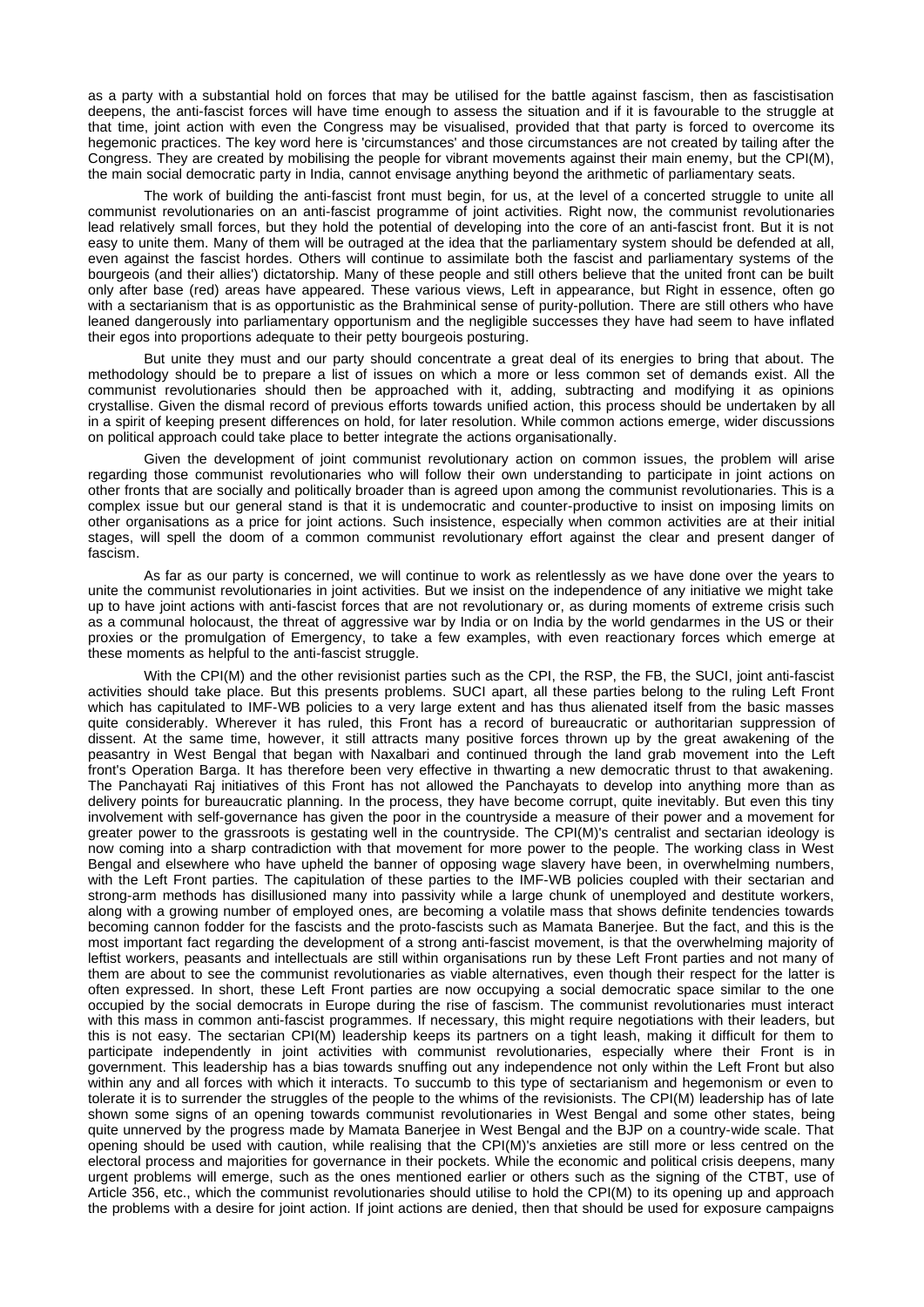as a party with a substantial hold on forces that may be utilised for the battle against fascism, then as fascistisation deepens, the anti-fascist forces will have time enough to assess the situation and if it is favourable to the struggle at that time, joint action with even the Congress may be visualised, provided that that party is forced to overcome its hegemonic practices. The key word here is 'circumstances' and those circumstances are not created by tailing after the Congress. They are created by mobilising the people for vibrant movements against their main enemy, but the CPI(M), the main social democratic party in India, cannot envisage anything beyond the arithmetic of parliamentary seats.

The work of building the anti-fascist front must begin, for us, at the level of a concerted struggle to unite all communist revolutionaries on an anti-fascist programme of joint activities. Right now, the communist revolutionaries lead relatively small forces, but they hold the potential of developing into the core of an anti-fascist front. But it is not easy to unite them. Many of them will be outraged at the idea that the parliamentary system should be defended at all, even against the fascist hordes. Others will continue to assimilate both the fascist and parliamentary systems of the bourgeois (and their allies') dictatorship. Many of these people and still others believe that the united front can be built only after base (red) areas have appeared. These various views, Left in appearance, but Right in essence, often go with a sectarianism that is as opportunistic as the Brahminical sense of purity-pollution. There are still others who have leaned dangerously into parliamentary opportunism and the negligible successes they have had seem to have inflated their egos into proportions adequate to their petty bourgeois posturing.

But unite they must and our party should concentrate a great deal of its energies to bring that about. The methodology should be to prepare a list of issues on which a more or less common set of demands exist. All the communist revolutionaries should then be approached with it, adding, subtracting and modifying it as opinions crystallise. Given the dismal record of previous efforts towards unified action, this process should be undertaken by all in a spirit of keeping present differences on hold, for later resolution. While common actions emerge, wider discussions on political approach could take place to better integrate the actions organisationally.

Given the development of joint communist revolutionary action on common issues, the problem will arise regarding those communist revolutionaries who will follow their own understanding to participate in joint actions on other fronts that are socially and politically broader than is agreed upon among the communist revolutionaries. This is a complex issue but our general stand is that it is undemocratic and counter-productive to insist on imposing limits on other organisations as a price for joint actions. Such insistence, especially when common activities are at their initial stages, will spell the doom of a common communist revolutionary effort against the clear and present danger of fascism.

As far as our party is concerned, we will continue to work as relentlessly as we have done over the years to unite the communist revolutionaries in joint activities. But we insist on the independence of any initiative we might take up to have joint actions with anti-fascist forces that are not revolutionary or, as during moments of extreme crisis such as a communal holocaust, the threat of aggressive war by India or on India by the world gendarmes in the US or their proxies or the promulgation of Emergency, to take a few examples, with even reactionary forces which emerge at these moments as helpful to the anti-fascist struggle.

With the CPI(M) and the other revisionist parties such as the CPI, the RSP, the FB, the SUCI, joint anti-fascist activities should take place. But this presents problems. SUCI apart, all these parties belong to the ruling Left Front which has capitulated to IMF-WB policies to a very large extent and has thus alienated itself from the basic masses quite considerably. Wherever it has ruled, this Front has a record of bureaucratic or authoritarian suppression of dissent. At the same time, however, it still attracts many positive forces thrown up by the great awakening of the peasantry in West Bengal that began with Naxalbari and continued through the land grab movement into the Left front's Operation Barga. It has therefore been very effective in thwarting a new democratic thrust to that awakening. The Panchayati Raj initiatives of this Front has not allowed the Panchayats to develop into anything more than as delivery points for bureaucratic planning. In the process, they have become corrupt, quite inevitably. But even this tiny involvement with self-governance has given the poor in the countryside a measure of their power and a movement for greater power to the grassroots is gestating well in the countryside. The CPI(M)'s centralist and sectarian ideology is now coming into a sharp contradiction with that movement for more power to the people. The working class in West Bengal and elsewhere who have upheld the banner of opposing wage slavery have been, in overwhelming numbers, with the Left Front parties. The capitulation of these parties to the IMF-WB policies coupled with their sectarian and strong-arm methods has disillusioned many into passivity while a large chunk of unemployed and destitute workers, along with a growing number of employed ones, are becoming a volatile mass that shows definite tendencies towards becoming cannon fodder for the fascists and the proto-fascists such as Mamata Banerjee. But the fact, and this is the most important fact regarding the development of a strong anti-fascist movement, is that the overwhelming majority of leftist workers, peasants and intellectuals are still within organisations run by these Left Front parties and not many of them are about to see the communist revolutionaries as viable alternatives, even though their respect for the latter is often expressed. In short, these Left Front parties are now occupying a social democratic space similar to the one occupied by the social democrats in Europe during the rise of fascism. The communist revolutionaries must interact with this mass in common anti-fascist programmes. If necessary, this might require negotiations with their leaders, but this is not easy. The sectarian CPI(M) leadership keeps its partners on a tight leash, making it difficult for them to participate independently in joint activities with communist revolutionaries, especially where their Front is in government. This leadership has a bias towards snuffing out any independence not only within the Left Front but also within any and all forces with which it interacts. To succumb to this type of sectarianism and hegemonism or even to tolerate it is to surrender the struggles of the people to the whims of the revisionists. The CPI(M) leadership has of late shown some signs of an opening towards communist revolutionaries in West Bengal and some other states, being quite unnerved by the progress made by Mamata Banerjee in West Bengal and the BJP on a country-wide scale. That opening should be used with caution, while realising that the CPI(M)'s anxieties are still more or less centred on the electoral process and majorities for governance in their pockets. While the economic and political crisis deepens, many urgent problems will emerge, such as the ones mentioned earlier or others such as the signing of the CTBT, use of Article 356, etc., which the communist revolutionaries should utilise to hold the CPI(M) to its opening up and approach the problems with a desire for joint action. If joint actions are denied, then that should be used for exposure campaigns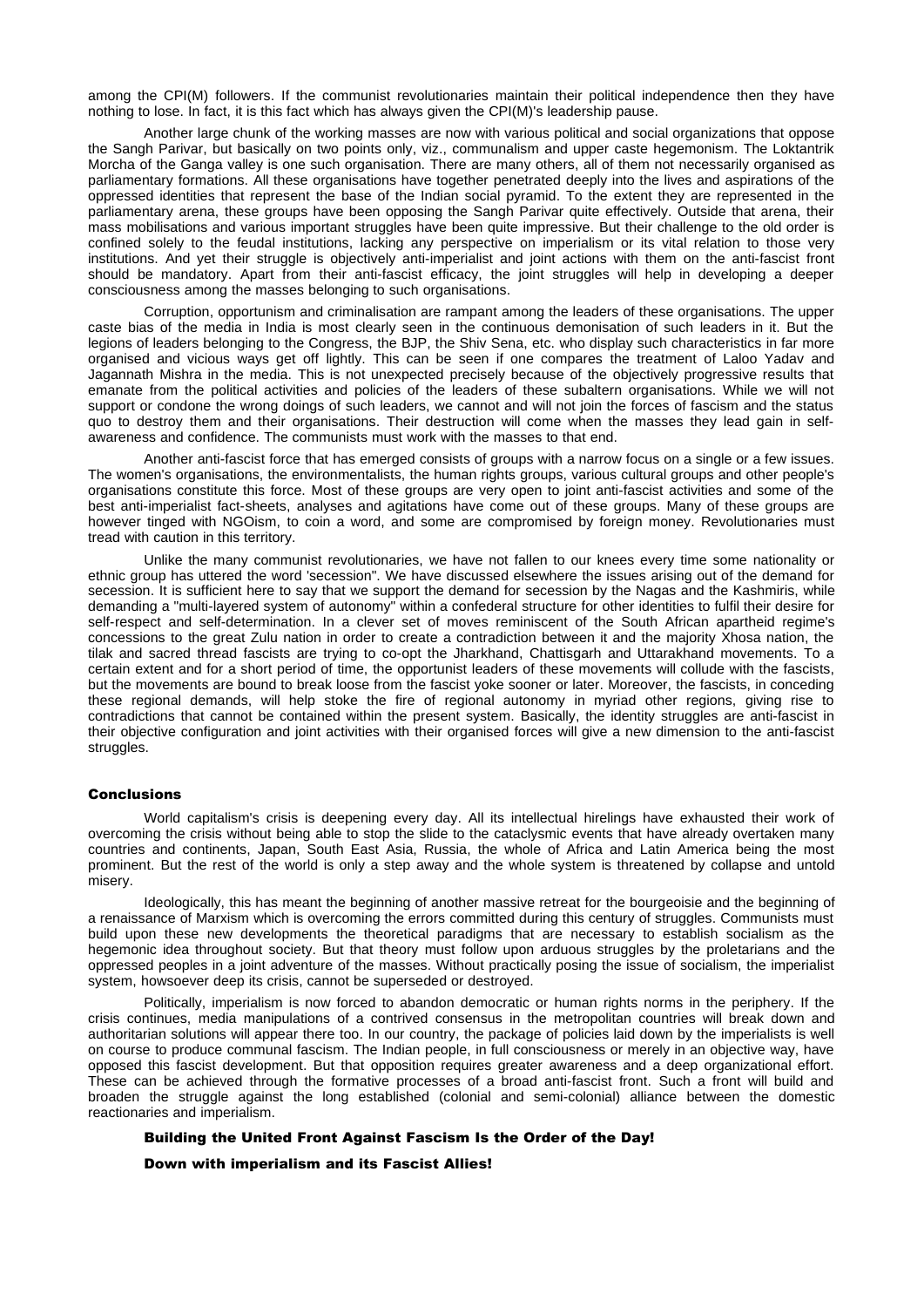among the CPI(M) followers. If the communist revolutionaries maintain their political independence then they have nothing to lose. In fact, it is this fact which has always given the CPI(M)'s leadership pause.

Another large chunk of the working masses are now with various political and social organizations that oppose the Sangh Parivar, but basically on two points only, viz., communalism and upper caste hegemonism. The Loktantrik Morcha of the Ganga valley is one such organisation. There are many others, all of them not necessarily organised as parliamentary formations. All these organisations have together penetrated deeply into the lives and aspirations of the oppressed identities that represent the base of the Indian social pyramid. To the extent they are represented in the parliamentary arena, these groups have been opposing the Sangh Parivar quite effectively. Outside that arena, their mass mobilisations and various important struggles have been quite impressive. But their challenge to the old order is confined solely to the feudal institutions, lacking any perspective on imperialism or its vital relation to those very institutions. And yet their struggle is objectively anti-imperialist and joint actions with them on the anti-fascist front should be mandatory. Apart from their anti-fascist efficacy, the joint struggles will help in developing a deeper consciousness among the masses belonging to such organisations.

Corruption, opportunism and criminalisation are rampant among the leaders of these organisations. The upper caste bias of the media in India is most clearly seen in the continuous demonisation of such leaders in it. But the legions of leaders belonging to the Congress, the BJP, the Shiv Sena, etc. who display such characteristics in far more organised and vicious ways get off lightly. This can be seen if one compares the treatment of Laloo Yadav and Jagannath Mishra in the media. This is not unexpected precisely because of the objectively progressive results that emanate from the political activities and policies of the leaders of these subaltern organisations. While we will not support or condone the wrong doings of such leaders, we cannot and will not join the forces of fascism and the status quo to destroy them and their organisations. Their destruction will come when the masses they lead gain in self-awareness and confidence. The communists must work with the masses to that end.

Another anti-fascist force that has emerged consists of groups with a narrow focus on a single or a few issues. The women's organisations, the environmentalists, the human rights groups, various cultural groups and other people's organisations constitute this force. Most of these groups are very open to joint anti-fascist activities and some of the best anti-imperialist fact-sheets, analyses and agitations have come out of these groups. Many of these groups are however tinged with NGOism, to coin a word, and some are compromised by foreign money. Revolutionaries must tread with caution in this territory.

Unlike the many communist revolutionaries, we have not fallen to our knees every time some nationality or ethnic group has uttered the word 'secession". We have discussed elsewhere the issues arising out of the demand for secession. It is sufficient here to say that we support the demand for secession by the Nagas and the Kashmiris, while demanding a "multi-layered system of autonomy" within a confederal structure for other identities to fulfil their desire for self-respect and self-determination. In a clever set of moves reminiscent of the South African apartheid regime's concessions to the great Zulu nation in order to create a contradiction between it and the majority Xhosa nation, the tilak and sacred thread fascists are trying to co-opt the Jharkhand, Chattisgarh and Uttarakhand movements. To a certain extent and for a short period of time, the opportunist leaders of these movements will collude with the fascists, but the movements are bound to break loose from the fascist yoke sooner or later. Moreover, the fascists, in conceding these regional demands, will help stoke the fire of regional autonomy in myriad other regions, giving rise to contradictions that cannot be contained within the present system. Basically, the identity struggles are anti-fascist in their objective configuration and joint activities with their organised forces will give a new dimension to the anti-fascist struggles.

## Conclusions

World capitalism's crisis is deepening every day. All its intellectual hirelings have exhausted their work of overcoming the crisis without being able to stop the slide to the cataclysmic events that have already overtaken many countries and continents, Japan, South East Asia, Russia, the whole of Africa and Latin America being the most prominent. But the rest of the world is only a step away and the whole system is threatened by collapse and untold misery.

Ideologically, this has meant the beginning of another massive retreat for the bourgeoisie and the beginning of a renaissance of Marxism which is overcoming the errors committed during this century of struggles. Communists must build upon these new developments the theoretical paradigms that are necessary to establish socialism as the hegemonic idea throughout society. But that theory must follow upon arduous struggles by the proletarians and the oppressed peoples in a joint adventure of the masses. Without practically posing the issue of socialism, the imperialist system, howsoever deep its crisis, cannot be superseded or destroyed.

Politically, imperialism is now forced to abandon democratic or human rights norms in the periphery. If the crisis continues, media manipulations of a contrived consensus in the metropolitan countries will break down and authoritarian solutions will appear there too. In our country, the package of policies laid down by the imperialists is well on course to produce communal fascism. The Indian people, in full consciousness or merely in an objective way, have opposed this fascist development. But that opposition requires greater awareness and a deep organizational effort. These can be achieved through the formative processes of a broad anti-fascist front. Such a front will build and broaden the struggle against the long established (colonial and semi-colonial) alliance between the domestic reactionaries and imperialism.

**Building the United Front Against Fascism Is the Order of the Day!**

**Down with imperialism and its Fascist Allies!**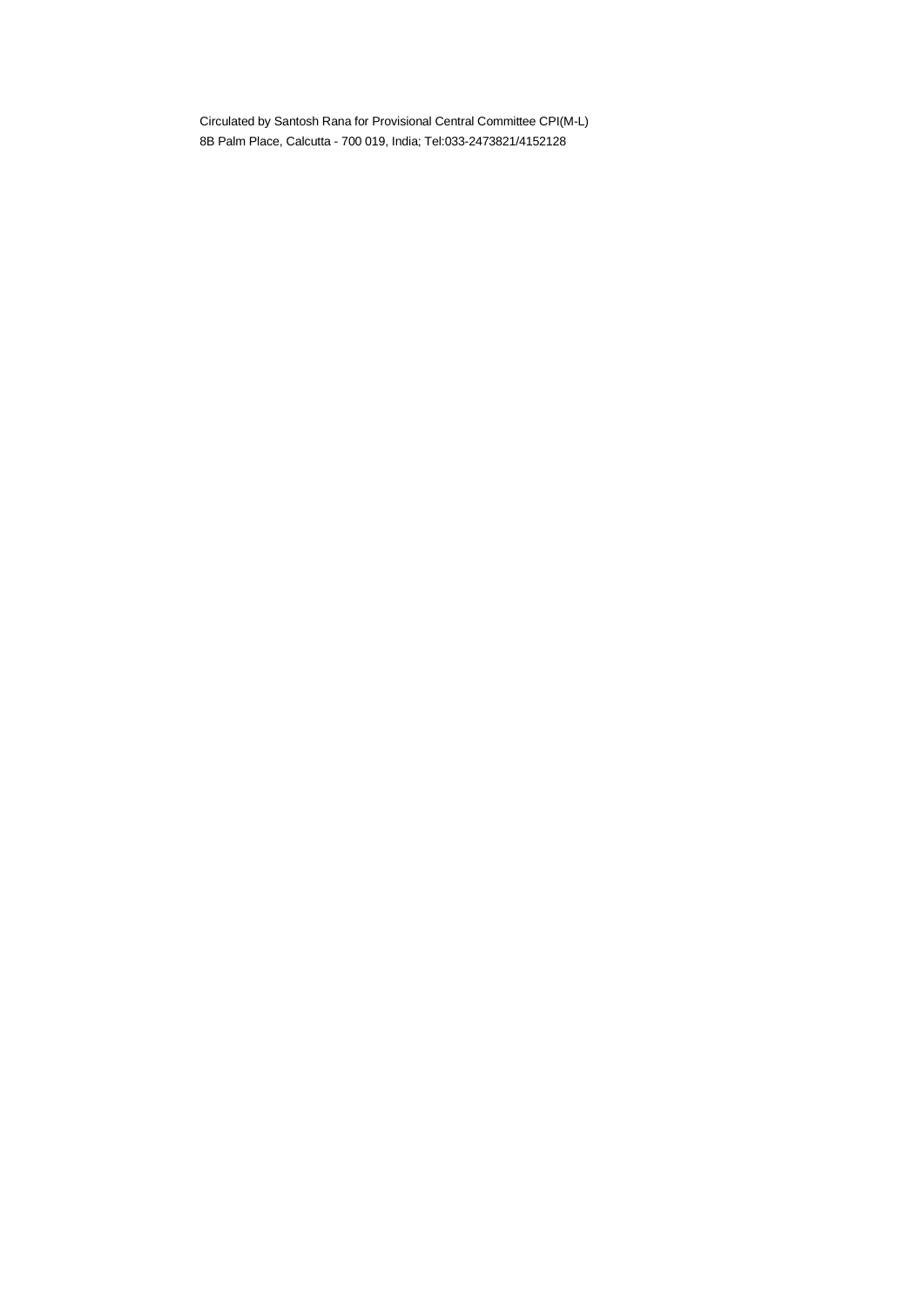Circulated by Santosh Rana for Provisional Central Committee CPI(M-L)
8B Palm Place, Calcutta - 700 019, India; Tel:033-2473821/4152128